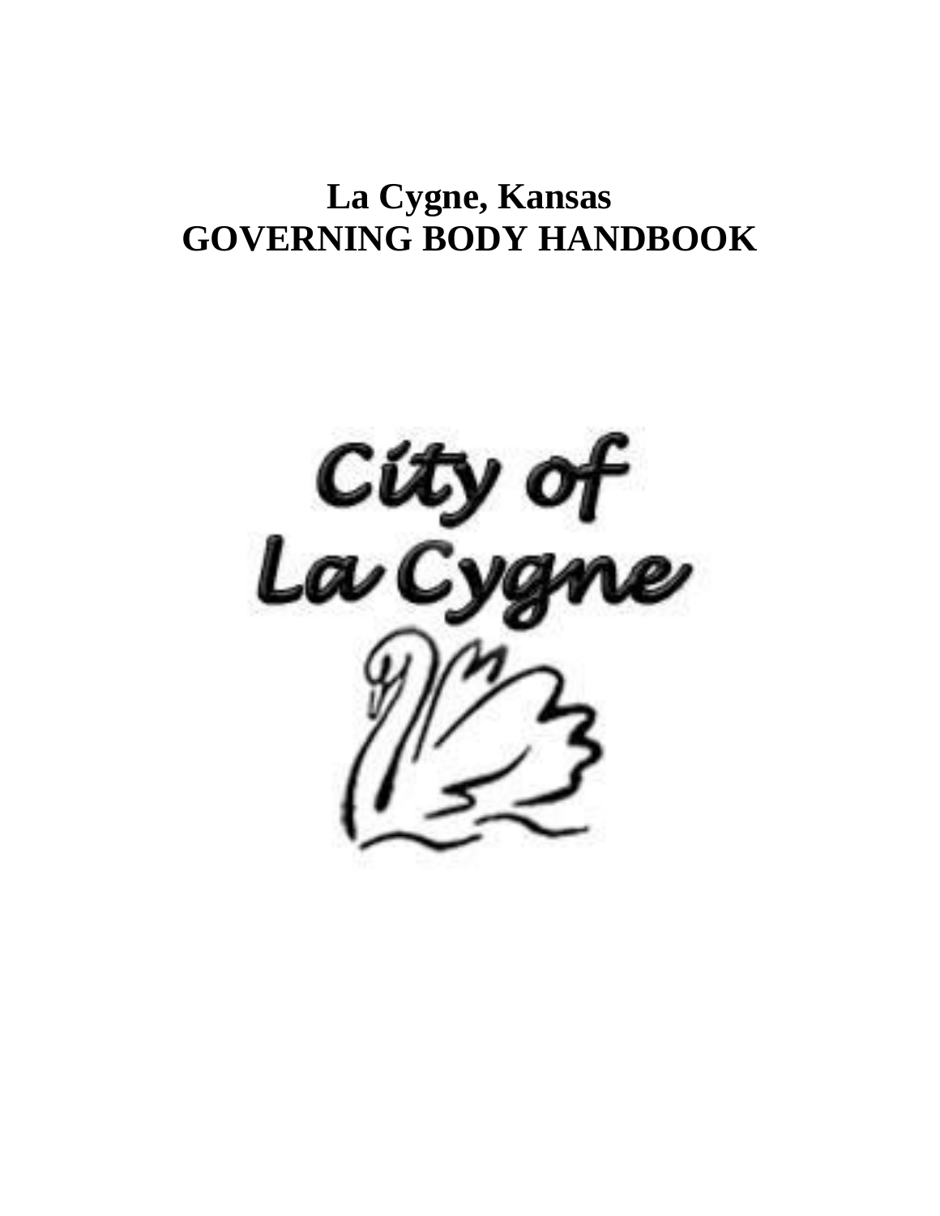# La Cygne, Kansas
# GOVERNING BODY HANDBOOK

City of
La Cygne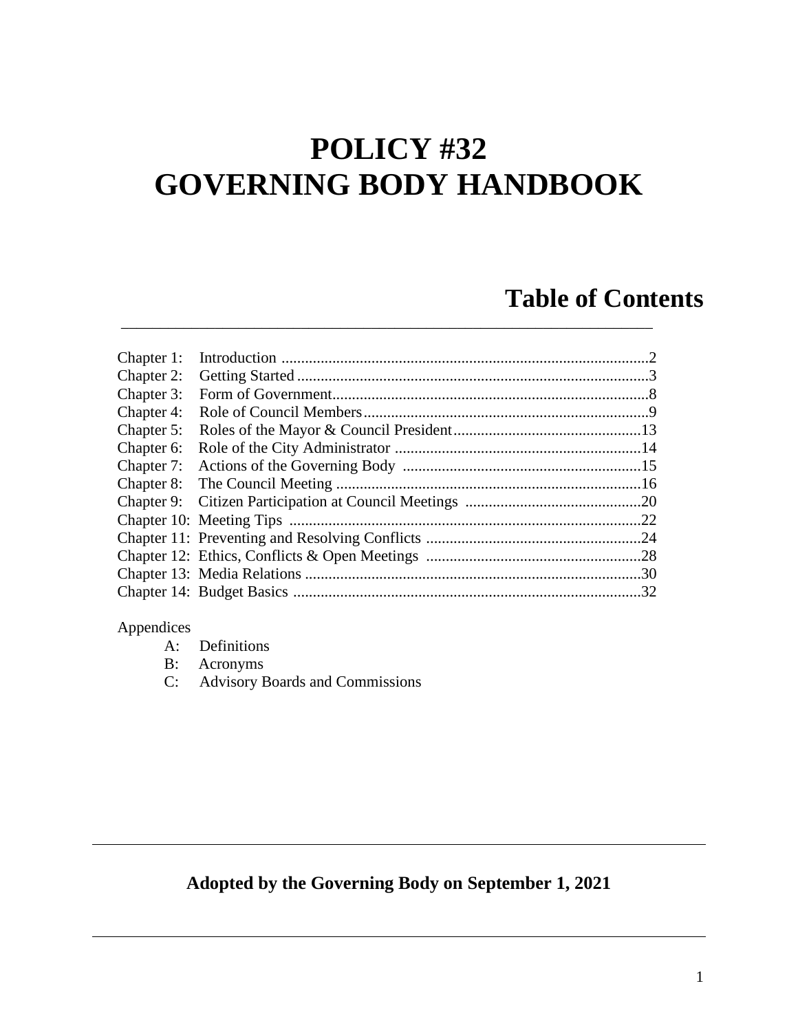# POLICY #32
# GOVERNING BODY HANDBOOK

## Table of Contents

| | | |
|---|---|---|
| Chapter 1: | Introduction | 2 |
| Chapter 2: | Getting Started | 3 |
| Chapter 3: | Form of Government | 8 |
| Chapter 4: | Role of Council Members | 9 |
| Chapter 5: | Roles of the Mayor & Council President | 13 |
| Chapter 6: | Role of the City Administrator | 14 |
| Chapter 7: | Actions of the Governing Body | 15 |
| Chapter 8: | The Council Meeting | 16 |
| Chapter 9: | Citizen Participation at Council Meetings | 20 |
| Chapter 10: | Meeting Tips | 22 |
| Chapter 11: | Preventing and Resolving Conflicts | 24 |
| Chapter 12: | Ethics, Conflicts & Open Meetings | 28 |
| Chapter 13: | Media Relations | 30 |
| Chapter 14: | Budget Basics | 32 |

Appendices

- A: Definitions
- B: Acronyms
- C: Advisory Boards and Commissions

---

**Adopted by the Governing Body on September 1, 2021**

---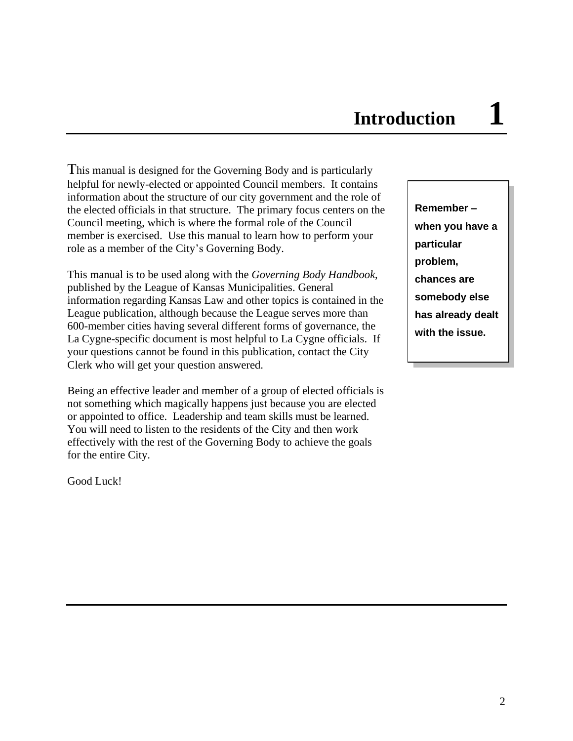# Introduction 1

This manual is designed for the Governing Body and is particularly helpful for newly-elected or appointed Council members. It contains information about the structure of our city government and the role of the elected officials in that structure. The primary focus centers on the Council meeting, which is where the formal role of the Council member is exercised. Use this manual to learn how to perform your role as a member of the City's Governing Body.

> **Remember – when you have a particular problem, chances are somebody else has already dealt with the issue.**

This manual is to be used along with the *Governing Body Handbook*, published by the League of Kansas Municipalities. General information regarding Kansas Law and other topics is contained in the League publication, although because the League serves more than 600-member cities having several different forms of governance, the La Cygne-specific document is most helpful to La Cygne officials. If your questions cannot be found in this publication, contact the City Clerk who will get your question answered.

Being an effective leader and member of a group of elected officials is not something which magically happens just because you are elected or appointed to office. Leadership and team skills must be learned. You will need to listen to the residents of the City and then work effectively with the rest of the Governing Body to achieve the goals for the entire City.

Good Luck!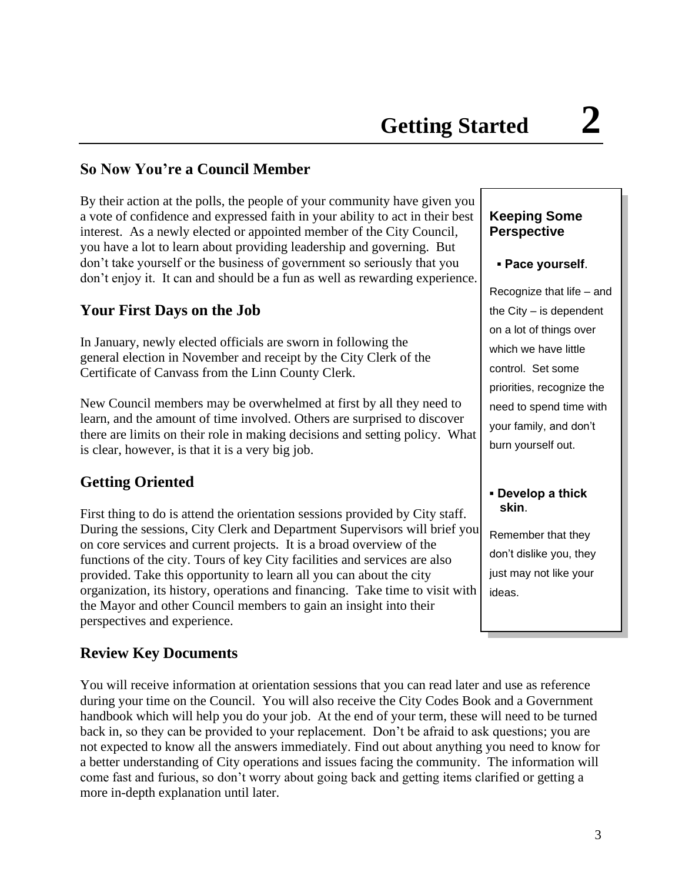# Getting Started 2

## So Now You're a Council Member

By their action at the polls, the people of your community have given you a vote of confidence and expressed faith in your ability to act in their best interest. As a newly elected or appointed member of the City Council, you have a lot to learn about providing leadership and governing. But don't take yourself or the business of government so seriously that you don't enjoy it. It can and should be a fun as well as rewarding experience.

### Keeping Some Perspective

▪ **Pace yourself**.

Recognize that life – and the City – is dependent on a lot of things over which we have little control. Set some priorities, recognize the need to spend time with your family, and don't burn yourself out.

▪ **Develop a thick skin**.

Remember that they don't dislike you, they just may not like your ideas.

## Your First Days on the Job

In January, newly elected officials are sworn in following the general election in November and receipt by the City Clerk of the Certificate of Canvass from the Linn County Clerk.

New Council members may be overwhelmed at first by all they need to learn, and the amount of time involved. Others are surprised to discover there are limits on their role in making decisions and setting policy. What is clear, however, is that it is a very big job.

## Getting Oriented

First thing to do is attend the orientation sessions provided by City staff. During the sessions, City Clerk and Department Supervisors will brief you on core services and current projects. It is a broad overview of the functions of the city. Tours of key City facilities and services are also provided. Take this opportunity to learn all you can about the city organization, its history, operations and financing. Take time to visit with the Mayor and other Council members to gain an insight into their perspectives and experience.

## Review Key Documents

You will receive information at orientation sessions that you can read later and use as reference during your time on the Council. You will also receive the City Codes Book and a Government handbook which will help you do your job. At the end of your term, these will need to be turned back in, so they can be provided to your replacement. Don't be afraid to ask questions; you are not expected to know all the answers immediately. Find out about anything you need to know for a better understanding of City operations and issues facing the community. The information will come fast and furious, so don't worry about going back and getting items clarified or getting a more in-depth explanation until later.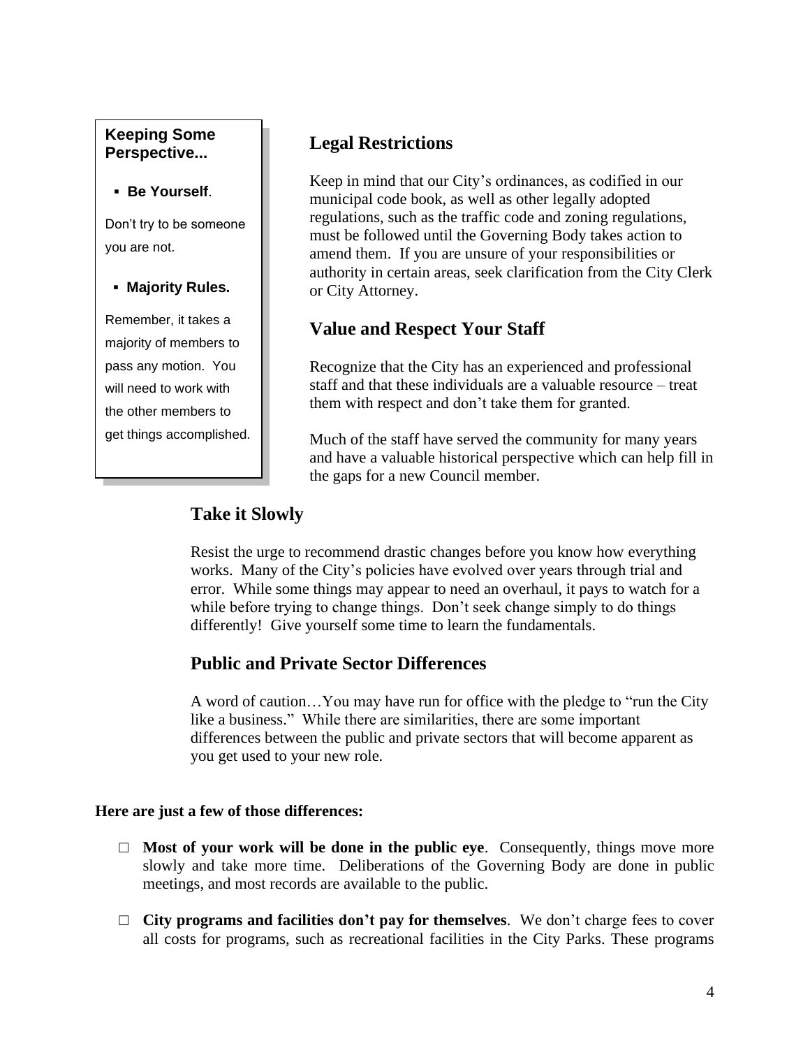**Keeping Some Perspective...**

- **Be Yourself**.

Don’t try to be someone you are not.

- **Majority Rules.**

Remember, it takes a majority of members to pass any motion. You will need to work with the other members to get things accomplished.

## Legal Restrictions

Keep in mind that our City’s ordinances, as codified in our municipal code book, as well as other legally adopted regulations, such as the traffic code and zoning regulations, must be followed until the Governing Body takes action to amend them. If you are unsure of your responsibilities or authority in certain areas, seek clarification from the City Clerk or City Attorney.

## Value and Respect Your Staff

Recognize that the City has an experienced and professional staff and that these individuals are a valuable resource – treat them with respect and don’t take them for granted.

Much of the staff have served the community for many years and have a valuable historical perspective which can help fill in the gaps for a new Council member.

## Take it Slowly

Resist the urge to recommend drastic changes before you know how everything works. Many of the City’s policies have evolved over years through trial and error. While some things may appear to need an overhaul, it pays to watch for a while before trying to change things. Don’t seek change simply to do things differently! Give yourself some time to learn the fundamentals.

## Public and Private Sector Differences

A word of caution…You may have run for office with the pledge to “run the City like a business.” While there are similarities, there are some important differences between the public and private sectors that will become apparent as you get used to your new role.

**Here are just a few of those differences:**

- **Most of your work will be done in the public eye**. Consequently, things move more slowly and take more time. Deliberations of the Governing Body are done in public meetings, and most records are available to the public.
- **City programs and facilities don’t pay for themselves**. We don’t charge fees to cover all costs for programs, such as recreational facilities in the City Parks. These programs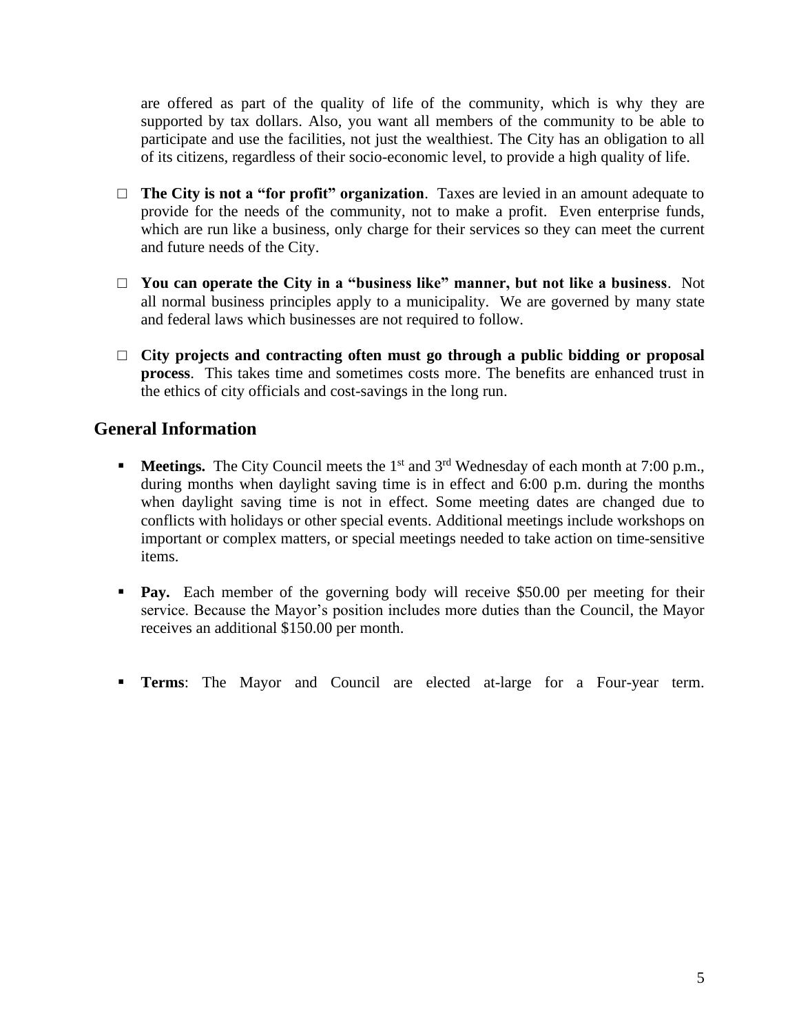are offered as part of the quality of life of the community, which is why they are supported by tax dollars. Also, you want all members of the community to be able to participate and use the facilities, not just the wealthiest. The City has an obligation to all of its citizens, regardless of their socio-economic level, to provide a high quality of life.

- □ **The City is not a "for profit" organization**. Taxes are levied in an amount adequate to provide for the needs of the community, not to make a profit. Even enterprise funds, which are run like a business, only charge for their services so they can meet the current and future needs of the City.

- □ **You can operate the City in a "business like" manner, but not like a business**. Not all normal business principles apply to a municipality. We are governed by many state and federal laws which businesses are not required to follow.

- □ **City projects and contracting often must go through a public bidding or proposal process**. This takes time and sometimes costs more. The benefits are enhanced trust in the ethics of city officials and cost-savings in the long run.

## General Information

- **Meetings.** The City Council meets the 1st and 3rd Wednesday of each month at 7:00 p.m., during months when daylight saving time is in effect and 6:00 p.m. during the months when daylight saving time is not in effect. Some meeting dates are changed due to conflicts with holidays or other special events. Additional meetings include workshops on important or complex matters, or special meetings needed to take action on time-sensitive items.

- **Pay.** Each member of the governing body will receive $50.00 per meeting for their service. Because the Mayor's position includes more duties than the Council, the Mayor receives an additional $150.00 per month.

- **Terms**: The Mayor and Council are elected at-large for a Four-year term.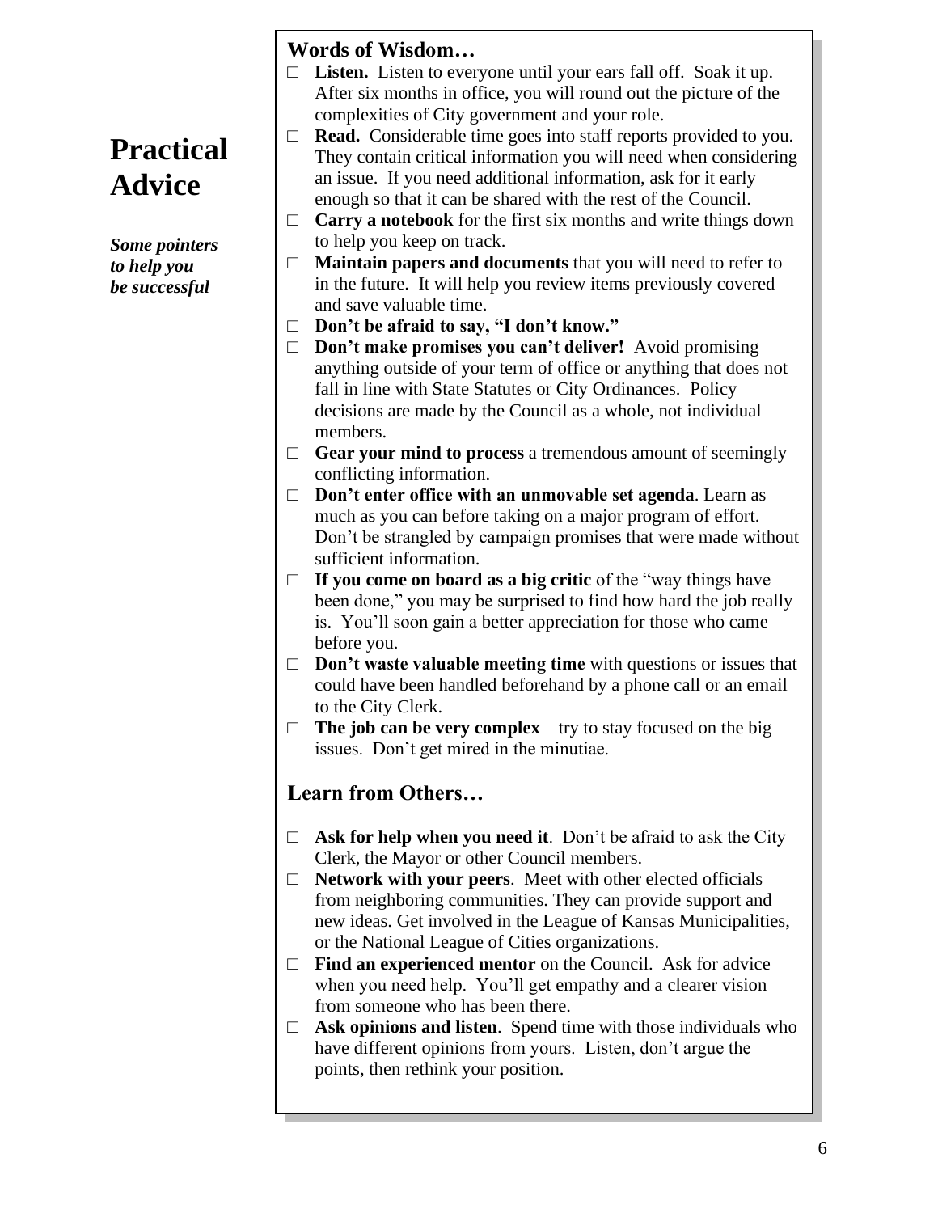# Practical Advice

***Some pointers to help you be successful***

### Words of Wisdom…

- **Listen.** Listen to everyone until your ears fall off. Soak it up. After six months in office, you will round out the picture of the complexities of City government and your role.
- **Read.** Considerable time goes into staff reports provided to you. They contain critical information you will need when considering an issue. If you need additional information, ask for it early enough so that it can be shared with the rest of the Council.
- **Carry a notebook** for the first six months and write things down to help you keep on track.
- **Maintain papers and documents** that you will need to refer to in the future. It will help you review items previously covered and save valuable time.
- **Don't be afraid to say, "I don't know."**
- **Don't make promises you can't deliver!** Avoid promising anything outside of your term of office or anything that does not fall in line with State Statutes or City Ordinances. Policy decisions are made by the Council as a whole, not individual members.
- **Gear your mind to process** a tremendous amount of seemingly conflicting information.
- **Don't enter office with an unmovable set agenda**. Learn as much as you can before taking on a major program of effort. Don't be strangled by campaign promises that were made without sufficient information.
- **If you come on board as a big critic** of the "way things have been done," you may be surprised to find how hard the job really is. You'll soon gain a better appreciation for those who came before you.
- **Don't waste valuable meeting time** with questions or issues that could have been handled beforehand by a phone call or an email to the City Clerk.
- **The job can be very complex** – try to stay focused on the big issues. Don't get mired in the minutiae.

### Learn from Others…

- **Ask for help when you need it**. Don't be afraid to ask the City Clerk, the Mayor or other Council members.
- **Network with your peers**. Meet with other elected officials from neighboring communities. They can provide support and new ideas. Get involved in the League of Kansas Municipalities, or the National League of Cities organizations.
- **Find an experienced mentor** on the Council. Ask for advice when you need help. You'll get empathy and a clearer vision from someone who has been there.
- **Ask opinions and listen**. Spend time with those individuals who have different opinions from yours. Listen, don't argue the points, then rethink your position.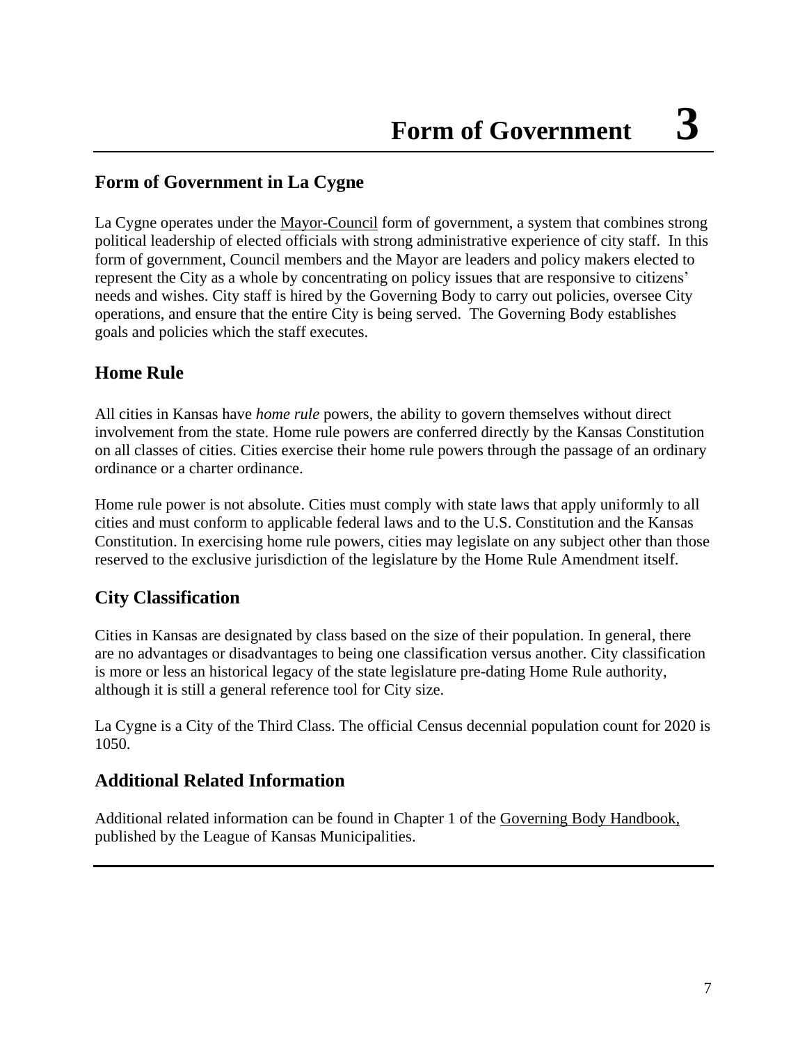# Form of Government 3

## Form of Government in La Cygne

La Cygne operates under the Mayor-Council form of government, a system that combines strong political leadership of elected officials with strong administrative experience of city staff. In this form of government, Council members and the Mayor are leaders and policy makers elected to represent the City as a whole by concentrating on policy issues that are responsive to citizens' needs and wishes. City staff is hired by the Governing Body to carry out policies, oversee City operations, and ensure that the entire City is being served. The Governing Body establishes goals and policies which the staff executes.

## Home Rule

All cities in Kansas have *home rule* powers, the ability to govern themselves without direct involvement from the state. Home rule powers are conferred directly by the Kansas Constitution on all classes of cities. Cities exercise their home rule powers through the passage of an ordinary ordinance or a charter ordinance.

Home rule power is not absolute. Cities must comply with state laws that apply uniformly to all cities and must conform to applicable federal laws and to the U.S. Constitution and the Kansas Constitution. In exercising home rule powers, cities may legislate on any subject other than those reserved to the exclusive jurisdiction of the legislature by the Home Rule Amendment itself.

## City Classification

Cities in Kansas are designated by class based on the size of their population. In general, there are no advantages or disadvantages to being one classification versus another. City classification is more or less an historical legacy of the state legislature pre-dating Home Rule authority, although it is still a general reference tool for City size.

La Cygne is a City of the Third Class. The official Census decennial population count for 2020 is 1050.

## Additional Related Information

Additional related information can be found in Chapter 1 of the Governing Body Handbook, published by the League of Kansas Municipalities.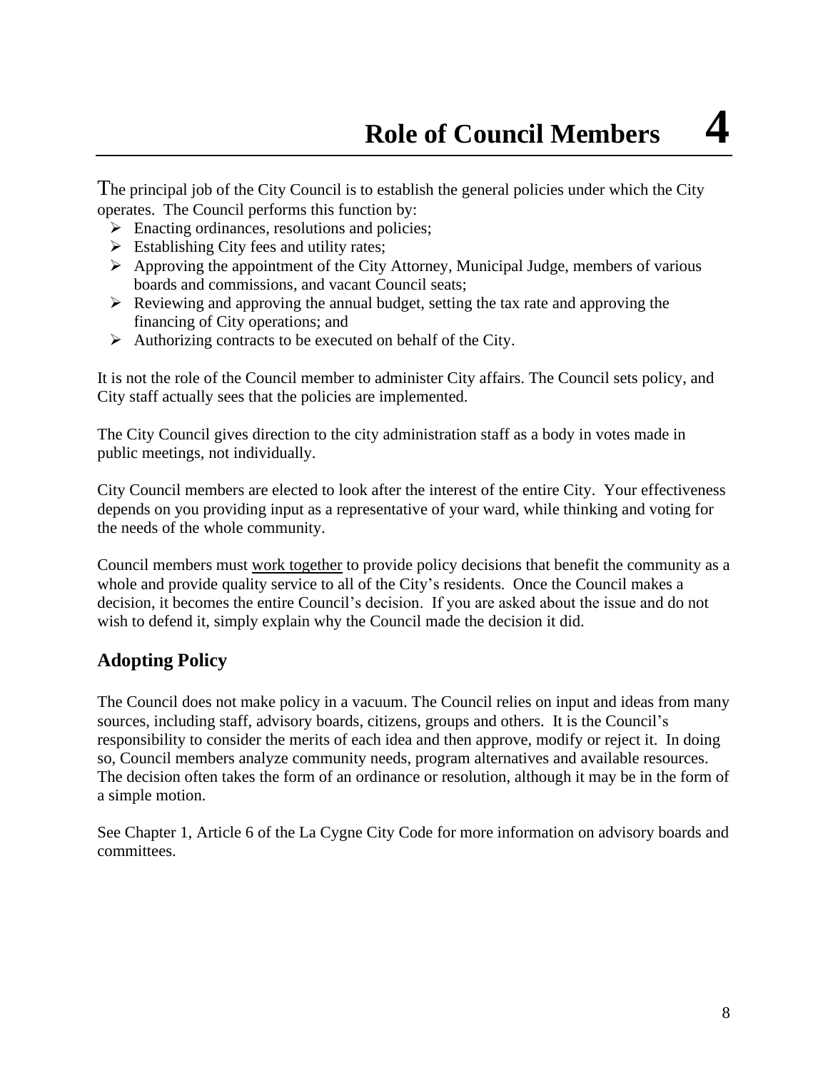# Role of Council Members 4

The principal job of the City Council is to establish the general policies under which the City operates. The Council performs this function by:

- Enacting ordinances, resolutions and policies;
- Establishing City fees and utility rates;
- Approving the appointment of the City Attorney, Municipal Judge, members of various boards and commissions, and vacant Council seats;
- Reviewing and approving the annual budget, setting the tax rate and approving the financing of City operations; and
- Authorizing contracts to be executed on behalf of the City.

It is not the role of the Council member to administer City affairs. The Council sets policy, and City staff actually sees that the policies are implemented.

The City Council gives direction to the city administration staff as a body in votes made in public meetings, not individually.

City Council members are elected to look after the interest of the entire City. Your effectiveness depends on you providing input as a representative of your ward, while thinking and voting for the needs of the whole community.

Council members must <u>work together</u> to provide policy decisions that benefit the community as a whole and provide quality service to all of the City's residents. Once the Council makes a decision, it becomes the entire Council's decision. If you are asked about the issue and do not wish to defend it, simply explain why the Council made the decision it did.

## Adopting Policy

The Council does not make policy in a vacuum. The Council relies on input and ideas from many sources, including staff, advisory boards, citizens, groups and others. It is the Council's responsibility to consider the merits of each idea and then approve, modify or reject it. In doing so, Council members analyze community needs, program alternatives and available resources. The decision often takes the form of an ordinance or resolution, although it may be in the form of a simple motion.

See Chapter 1, Article 6 of the La Cygne City Code for more information on advisory boards and committees.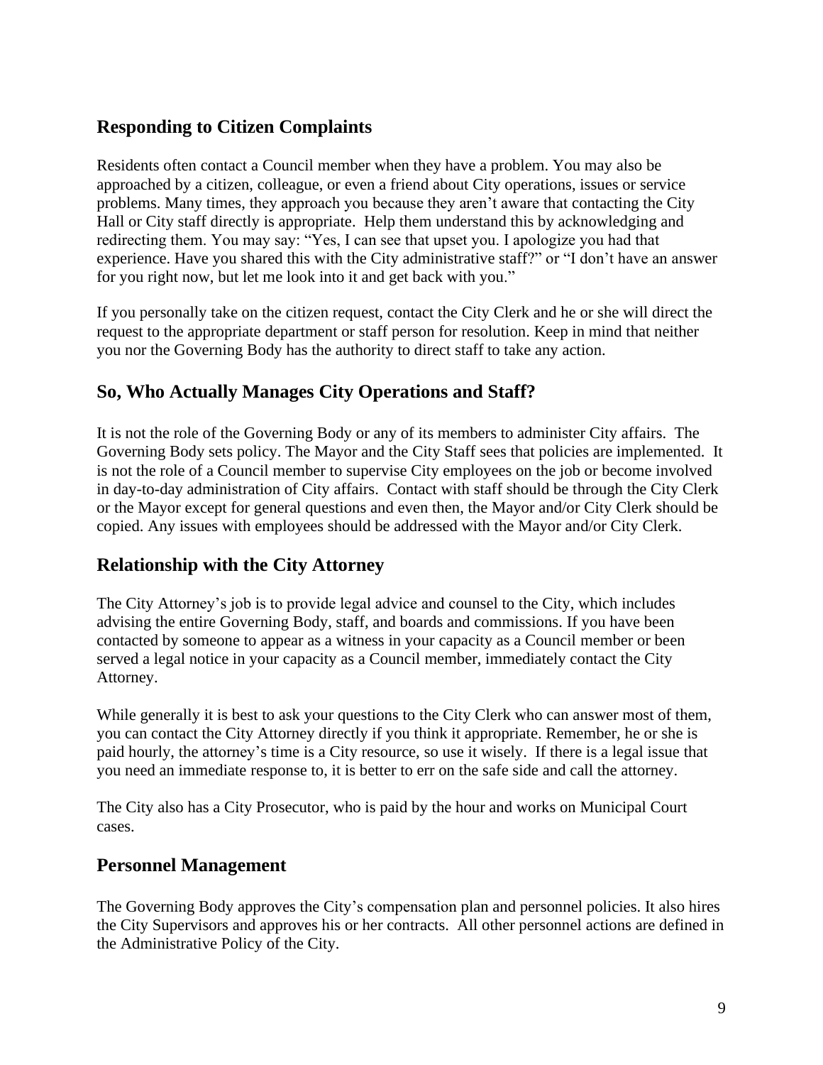## Responding to Citizen Complaints

Residents often contact a Council member when they have a problem. You may also be approached by a citizen, colleague, or even a friend about City operations, issues or service problems. Many times, they approach you because they aren't aware that contacting the City Hall or City staff directly is appropriate. Help them understand this by acknowledging and redirecting them. You may say: "Yes, I can see that upset you. I apologize you had that experience. Have you shared this with the City administrative staff?" or "I don't have an answer for you right now, but let me look into it and get back with you."

If you personally take on the citizen request, contact the City Clerk and he or she will direct the request to the appropriate department or staff person for resolution. Keep in mind that neither you nor the Governing Body has the authority to direct staff to take any action.

## So, Who Actually Manages City Operations and Staff?

It is not the role of the Governing Body or any of its members to administer City affairs. The Governing Body sets policy. The Mayor and the City Staff sees that policies are implemented. It is not the role of a Council member to supervise City employees on the job or become involved in day-to-day administration of City affairs. Contact with staff should be through the City Clerk or the Mayor except for general questions and even then, the Mayor and/or City Clerk should be copied. Any issues with employees should be addressed with the Mayor and/or City Clerk.

## Relationship with the City Attorney

The City Attorney's job is to provide legal advice and counsel to the City, which includes advising the entire Governing Body, staff, and boards and commissions. If you have been contacted by someone to appear as a witness in your capacity as a Council member or been served a legal notice in your capacity as a Council member, immediately contact the City Attorney.

While generally it is best to ask your questions to the City Clerk who can answer most of them, you can contact the City Attorney directly if you think it appropriate. Remember, he or she is paid hourly, the attorney's time is a City resource, so use it wisely. If there is a legal issue that you need an immediate response to, it is better to err on the safe side and call the attorney.

The City also has a City Prosecutor, who is paid by the hour and works on Municipal Court cases.

## Personnel Management

The Governing Body approves the City's compensation plan and personnel policies. It also hires the City Supervisors and approves his or her contracts. All other personnel actions are defined in the Administrative Policy of the City.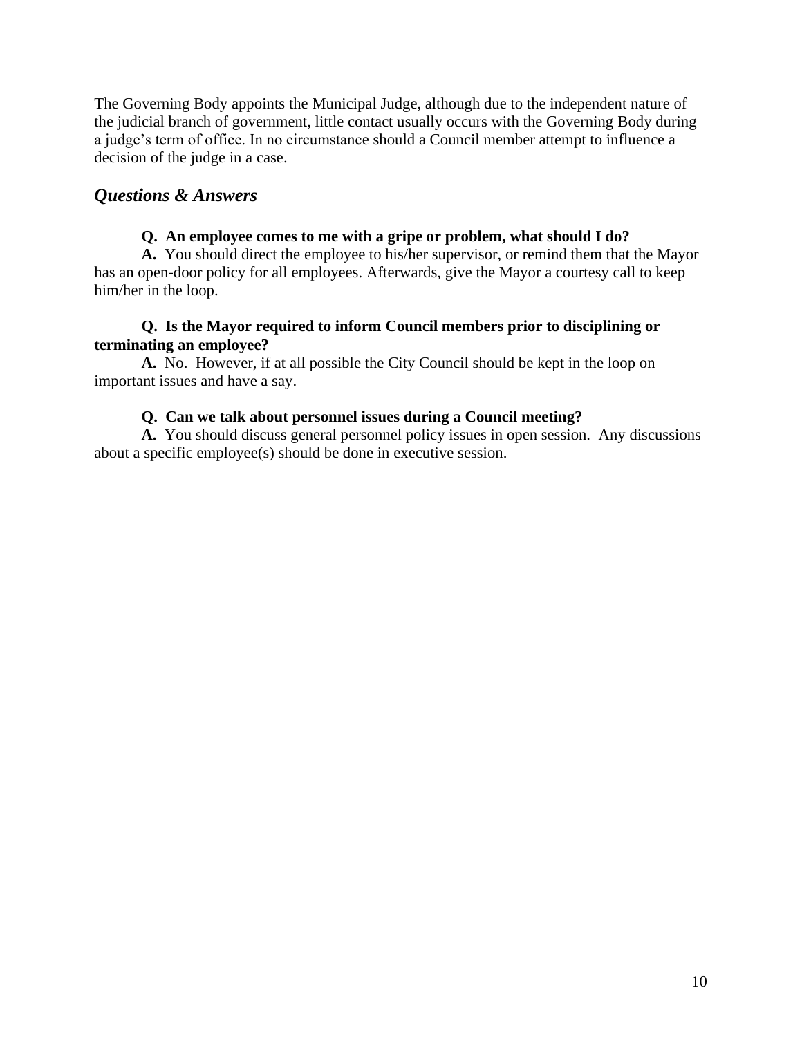The Governing Body appoints the Municipal Judge, although due to the independent nature of the judicial branch of government, little contact usually occurs with the Governing Body during a judge's term of office. In no circumstance should a Council member attempt to influence a decision of the judge in a case.

## *Questions & Answers*

**Q. An employee comes to me with a gripe or problem, what should I do?**
**A.** You should direct the employee to his/her supervisor, or remind them that the Mayor has an open-door policy for all employees. Afterwards, give the Mayor a courtesy call to keep him/her in the loop.

**Q. Is the Mayor required to inform Council members prior to disciplining or terminating an employee?**
**A.** No. However, if at all possible the City Council should be kept in the loop on important issues and have a say.

**Q. Can we talk about personnel issues during a Council meeting?**
**A.** You should discuss general personnel policy issues in open session. Any discussions about a specific employee(s) should be done in executive session.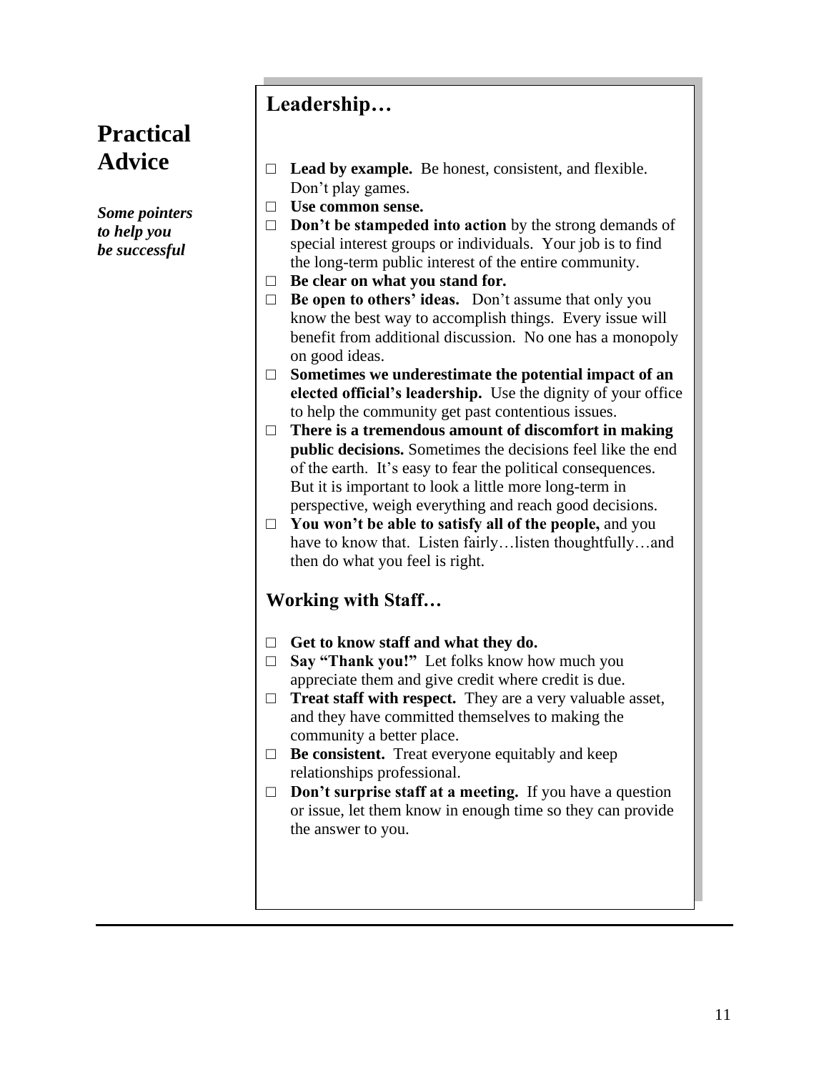## Practical Advice

***Some pointers to help you be successful***

### Leadership…

- **Lead by example.** Be honest, consistent, and flexible. Don't play games.
- **Use common sense.**
- **Don't be stampeded into action** by the strong demands of special interest groups or individuals. Your job is to find the long-term public interest of the entire community.
- **Be clear on what you stand for.**
- **Be open to others' ideas.** Don't assume that only you know the best way to accomplish things. Every issue will benefit from additional discussion. No one has a monopoly on good ideas.
- **Sometimes we underestimate the potential impact of an elected official's leadership.** Use the dignity of your office to help the community get past contentious issues.
- **There is a tremendous amount of discomfort in making public decisions.** Sometimes the decisions feel like the end of the earth. It's easy to fear the political consequences. But it is important to look a little more long-term in perspective, weigh everything and reach good decisions.
- **You won't be able to satisfy all of the people,** and you have to know that. Listen fairly…listen thoughtfully…and then do what you feel is right.

### Working with Staff…

- **Get to know staff and what they do.**
- **Say "Thank you!"** Let folks know how much you appreciate them and give credit where credit is due.
- **Treat staff with respect.** They are a very valuable asset, and they have committed themselves to making the community a better place.
- **Be consistent.** Treat everyone equitably and keep relationships professional.
- **Don't surprise staff at a meeting.** If you have a question or issue, let them know in enough time so they can provide the answer to you.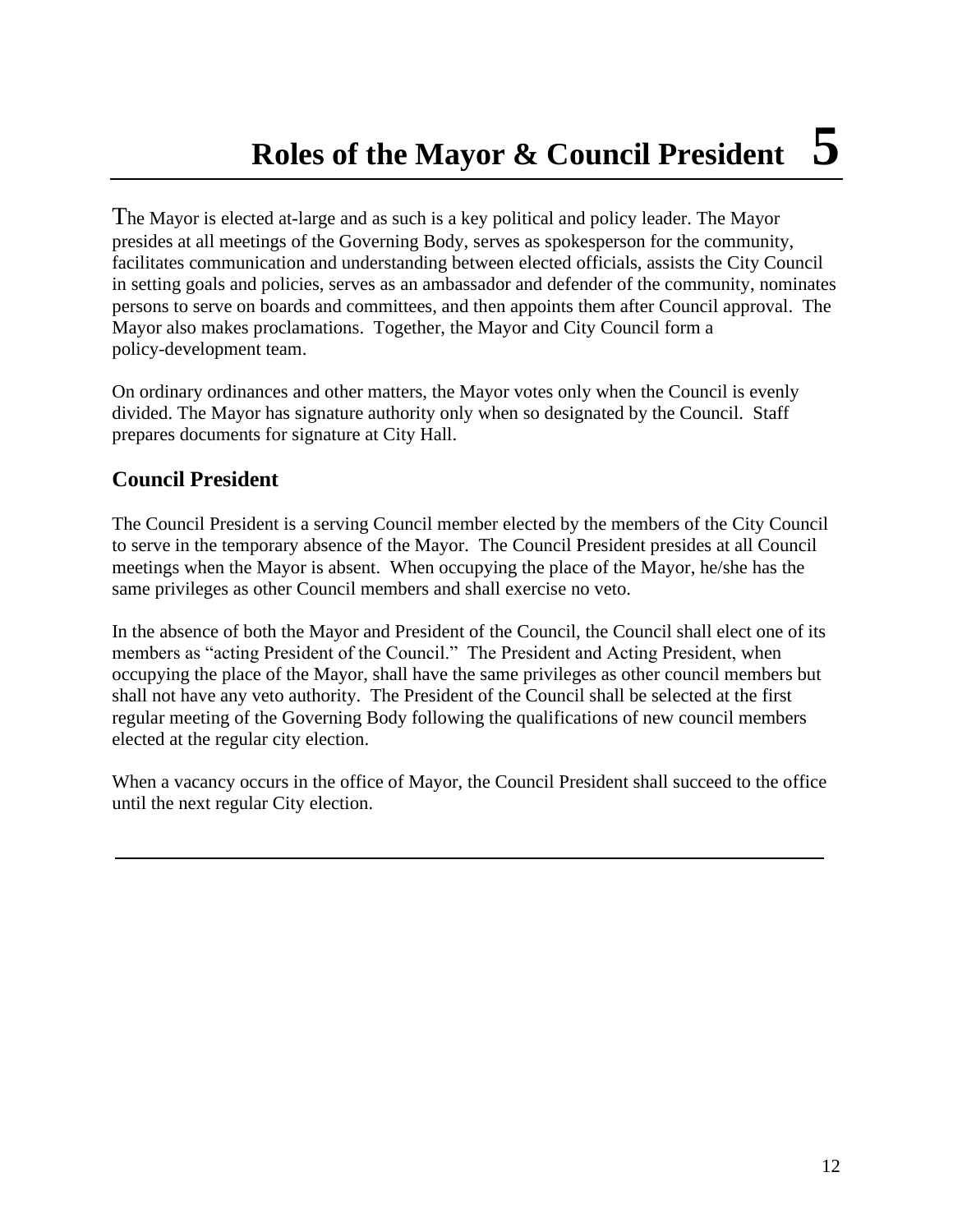# Roles of the Mayor & Council President 5

The Mayor is elected at-large and as such is a key political and policy leader. The Mayor presides at all meetings of the Governing Body, serves as spokesperson for the community, facilitates communication and understanding between elected officials, assists the City Council in setting goals and policies, serves as an ambassador and defender of the community, nominates persons to serve on boards and committees, and then appoints them after Council approval. The Mayor also makes proclamations. Together, the Mayor and City Council form a policy-development team.

On ordinary ordinances and other matters, the Mayor votes only when the Council is evenly divided. The Mayor has signature authority only when so designated by the Council. Staff prepares documents for signature at City Hall.

## Council President

The Council President is a serving Council member elected by the members of the City Council to serve in the temporary absence of the Mayor. The Council President presides at all Council meetings when the Mayor is absent. When occupying the place of the Mayor, he/she has the same privileges as other Council members and shall exercise no veto.

In the absence of both the Mayor and President of the Council, the Council shall elect one of its members as "acting President of the Council." The President and Acting President, when occupying the place of the Mayor, shall have the same privileges as other council members but shall not have any veto authority. The President of the Council shall be selected at the first regular meeting of the Governing Body following the qualifications of new council members elected at the regular city election.

When a vacancy occurs in the office of Mayor, the Council President shall succeed to the office until the next regular City election.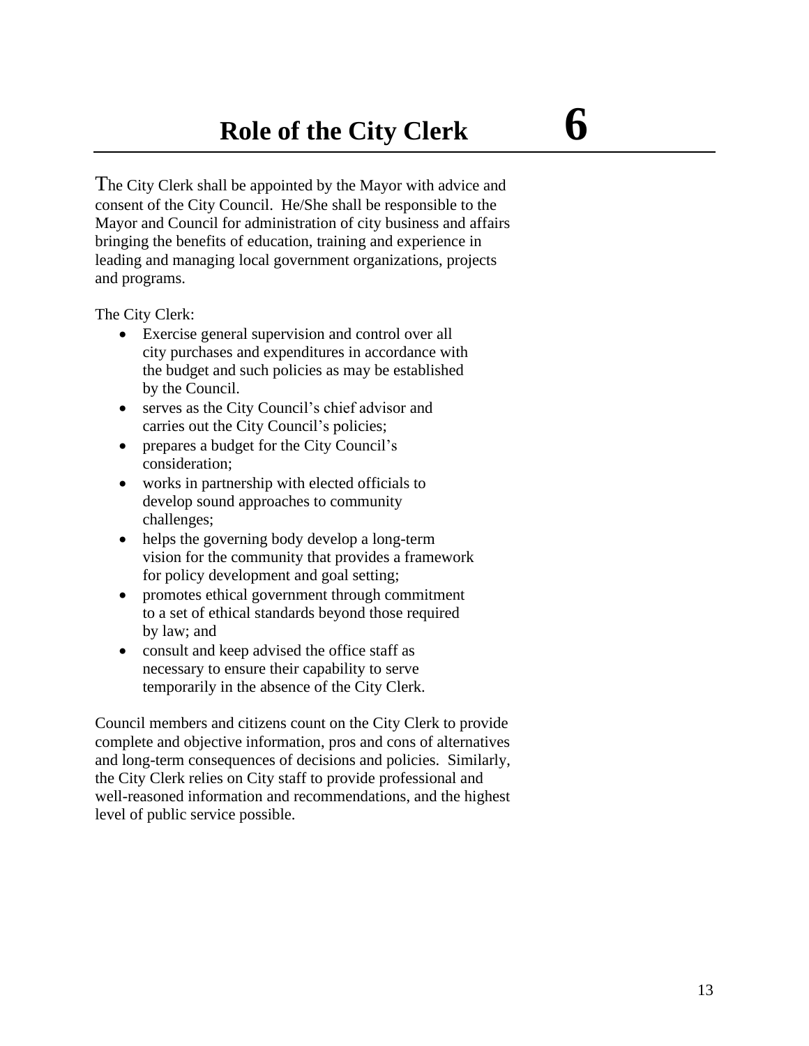# Role of the City Clerk 6

The City Clerk shall be appointed by the Mayor with advice and consent of the City Council. He/She shall be responsible to the Mayor and Council for administration of city business and affairs bringing the benefits of education, training and experience in leading and managing local government organizations, projects and programs.

The City Clerk:

- Exercise general supervision and control over all city purchases and expenditures in accordance with the budget and such policies as may be established by the Council.
- serves as the City Council's chief advisor and carries out the City Council's policies;
- prepares a budget for the City Council's consideration;
- works in partnership with elected officials to develop sound approaches to community challenges;
- helps the governing body develop a long-term vision for the community that provides a framework for policy development and goal setting;
- promotes ethical government through commitment to a set of ethical standards beyond those required by law; and
- consult and keep advised the office staff as necessary to ensure their capability to serve temporarily in the absence of the City Clerk.

Council members and citizens count on the City Clerk to provide complete and objective information, pros and cons of alternatives and long-term consequences of decisions and policies. Similarly, the City Clerk relies on City staff to provide professional and well-reasoned information and recommendations, and the highest level of public service possible.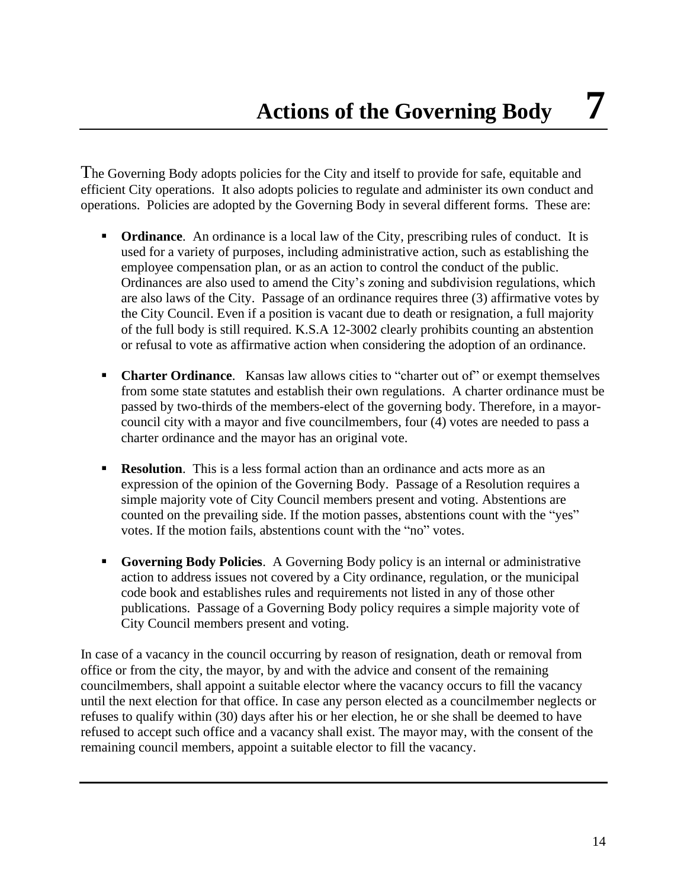# Actions of the Governing Body 7

The Governing Body adopts policies for the City and itself to provide for safe, equitable and efficient City operations. It also adopts policies to regulate and administer its own conduct and operations. Policies are adopted by the Governing Body in several different forms. These are:

- **Ordinance**. An ordinance is a local law of the City, prescribing rules of conduct. It is used for a variety of purposes, including administrative action, such as establishing the employee compensation plan, or as an action to control the conduct of the public. Ordinances are also used to amend the City's zoning and subdivision regulations, which are also laws of the City. Passage of an ordinance requires three (3) affirmative votes by the City Council. Even if a position is vacant due to death or resignation, a full majority of the full body is still required. K.S.A 12-3002 clearly prohibits counting an abstention or refusal to vote as affirmative action when considering the adoption of an ordinance.

- **Charter Ordinance**. Kansas law allows cities to "charter out of" or exempt themselves from some state statutes and establish their own regulations. A charter ordinance must be passed by two-thirds of the members-elect of the governing body. Therefore, in a mayor-council city with a mayor and five councilmembers, four (4) votes are needed to pass a charter ordinance and the mayor has an original vote.

- **Resolution**. This is a less formal action than an ordinance and acts more as an expression of the opinion of the Governing Body. Passage of a Resolution requires a simple majority vote of City Council members present and voting. Abstentions are counted on the prevailing side. If the motion passes, abstentions count with the "yes" votes. If the motion fails, abstentions count with the "no" votes.

- **Governing Body Policies**. A Governing Body policy is an internal or administrative action to address issues not covered by a City ordinance, regulation, or the municipal code book and establishes rules and requirements not listed in any of those other publications. Passage of a Governing Body policy requires a simple majority vote of City Council members present and voting.

In case of a vacancy in the council occurring by reason of resignation, death or removal from office or from the city, the mayor, by and with the advice and consent of the remaining councilmembers, shall appoint a suitable elector where the vacancy occurs to fill the vacancy until the next election for that office. In case any person elected as a councilmember neglects or refuses to qualify within (30) days after his or her election, he or she shall be deemed to have refused to accept such office and a vacancy shall exist. The mayor may, with the consent of the remaining council members, appoint a suitable elector to fill the vacancy.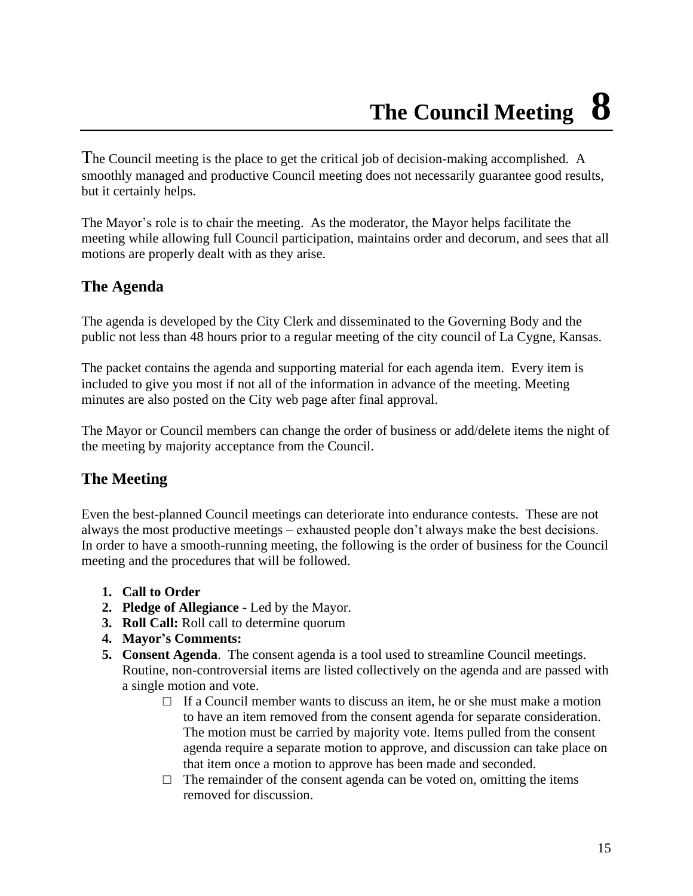# The Council Meeting 8

The Council meeting is the place to get the critical job of decision-making accomplished. A smoothly managed and productive Council meeting does not necessarily guarantee good results, but it certainly helps.

The Mayor's role is to chair the meeting. As the moderator, the Mayor helps facilitate the meeting while allowing full Council participation, maintains order and decorum, and sees that all motions are properly dealt with as they arise.

## The Agenda

The agenda is developed by the City Clerk and disseminated to the Governing Body and the public not less than 48 hours prior to a regular meeting of the city council of La Cygne, Kansas.

The packet contains the agenda and supporting material for each agenda item. Every item is included to give you most if not all of the information in advance of the meeting. Meeting minutes are also posted on the City web page after final approval.

The Mayor or Council members can change the order of business or add/delete items the night of the meeting by majority acceptance from the Council.

## The Meeting

Even the best-planned Council meetings can deteriorate into endurance contests. These are not always the most productive meetings – exhausted people don't always make the best decisions. In order to have a smooth-running meeting, the following is the order of business for the Council meeting and the procedures that will be followed.

1. **Call to Order**
2. **Pledge of Allegiance -** Led by the Mayor.
3. **Roll Call:** Roll call to determine quorum
4. **Mayor's Comments:**
5. **Consent Agenda**. The consent agenda is a tool used to streamline Council meetings. Routine, non-controversial items are listed collectively on the agenda and are passed with a single motion and vote.
   - If a Council member wants to discuss an item, he or she must make a motion to have an item removed from the consent agenda for separate consideration. The motion must be carried by majority vote. Items pulled from the consent agenda require a separate motion to approve, and discussion can take place on that item once a motion to approve has been made and seconded.
   - The remainder of the consent agenda can be voted on, omitting the items removed for discussion.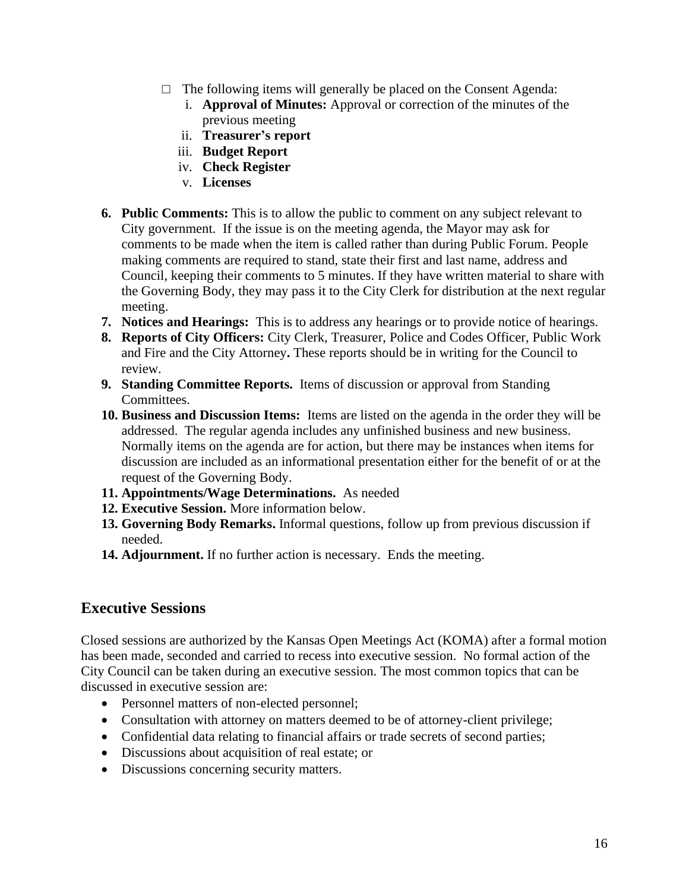- □ The following items will generally be placed on the Consent Agenda:
    1. **Approval of Minutes:** Approval or correction of the minutes of the previous meeting
    2. **Treasurer's report**
    3. **Budget Report**
    4. **Check Register**
    5. **Licenses**

6. **Public Comments:** This is to allow the public to comment on any subject relevant to City government. If the issue is on the meeting agenda, the Mayor may ask for comments to be made when the item is called rather than during Public Forum. People making comments are required to stand, state their first and last name, address and Council, keeping their comments to 5 minutes. If they have written material to share with the Governing Body, they may pass it to the City Clerk for distribution at the next regular meeting.
7. **Notices and Hearings:** This is to address any hearings or to provide notice of hearings.
8. **Reports of City Officers:** City Clerk, Treasurer, Police and Codes Officer, Public Work and Fire and the City Attorney**.** These reports should be in writing for the Council to review.
9. **Standing Committee Reports.** Items of discussion or approval from Standing Committees.
10. **Business and Discussion Items:** Items are listed on the agenda in the order they will be addressed. The regular agenda includes any unfinished business and new business. Normally items on the agenda are for action, but there may be instances when items for discussion are included as an informational presentation either for the benefit of or at the request of the Governing Body.
11. **Appointments/Wage Determinations.** As needed
12. **Executive Session.** More information below.
13. **Governing Body Remarks.** Informal questions, follow up from previous discussion if needed.
14. **Adjournment.** If no further action is necessary. Ends the meeting.

## Executive Sessions

Closed sessions are authorized by the Kansas Open Meetings Act (KOMA) after a formal motion has been made, seconded and carried to recess into executive session. No formal action of the City Council can be taken during an executive session. The most common topics that can be discussed in executive session are:

- Personnel matters of non-elected personnel;
- Consultation with attorney on matters deemed to be of attorney-client privilege;
- Confidential data relating to financial affairs or trade secrets of second parties;
- Discussions about acquisition of real estate; or
- Discussions concerning security matters.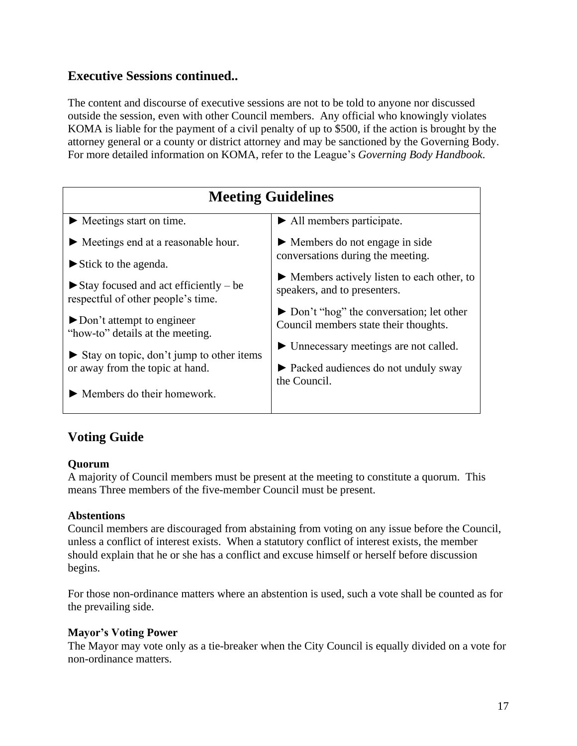## Executive Sessions continued..

The content and discourse of executive sessions are not to be told to anyone nor discussed outside the session, even with other Council members. Any official who knowingly violates KOMA is liable for the payment of a civil penalty of up to $500, if the action is brought by the attorney general or a county or district attorney and may be sanctioned by the Governing Body. For more detailed information on KOMA, refer to the League's *Governing Body Handbook.*

| Meeting Guidelines | |
|---|---|
| ► Meetings start on time.<br><br>► Meetings end at a reasonable hour.<br><br>► Stick to the agenda.<br><br>► Stay focused and act efficiently – be respectful of other people's time.<br><br>► Don't attempt to engineer "how-to" details at the meeting.<br><br>► Stay on topic, don't jump to other items or away from the topic at hand.<br><br>► Members do their homework. | ► All members participate.<br><br>► Members do not engage in side conversations during the meeting.<br><br>► Members actively listen to each other, to speakers, and to presenters.<br><br>► Don't "hog" the conversation; let other Council members state their thoughts.<br><br>► Unnecessary meetings are not called.<br><br>► Packed audiences do not unduly sway the Council. |

## Voting Guide

**Quorum**
A majority of Council members must be present at the meeting to constitute a quorum. This means Three members of the five-member Council must be present.

**Abstentions**
Council members are discouraged from abstaining from voting on any issue before the Council, unless a conflict of interest exists. When a statutory conflict of interest exists, the member should explain that he or she has a conflict and excuse himself or herself before discussion begins.

For those non-ordinance matters where an abstention is used, such a vote shall be counted as for the prevailing side.

**Mayor's Voting Power**
The Mayor may vote only as a tie-breaker when the City Council is equally divided on a vote for non-ordinance matters.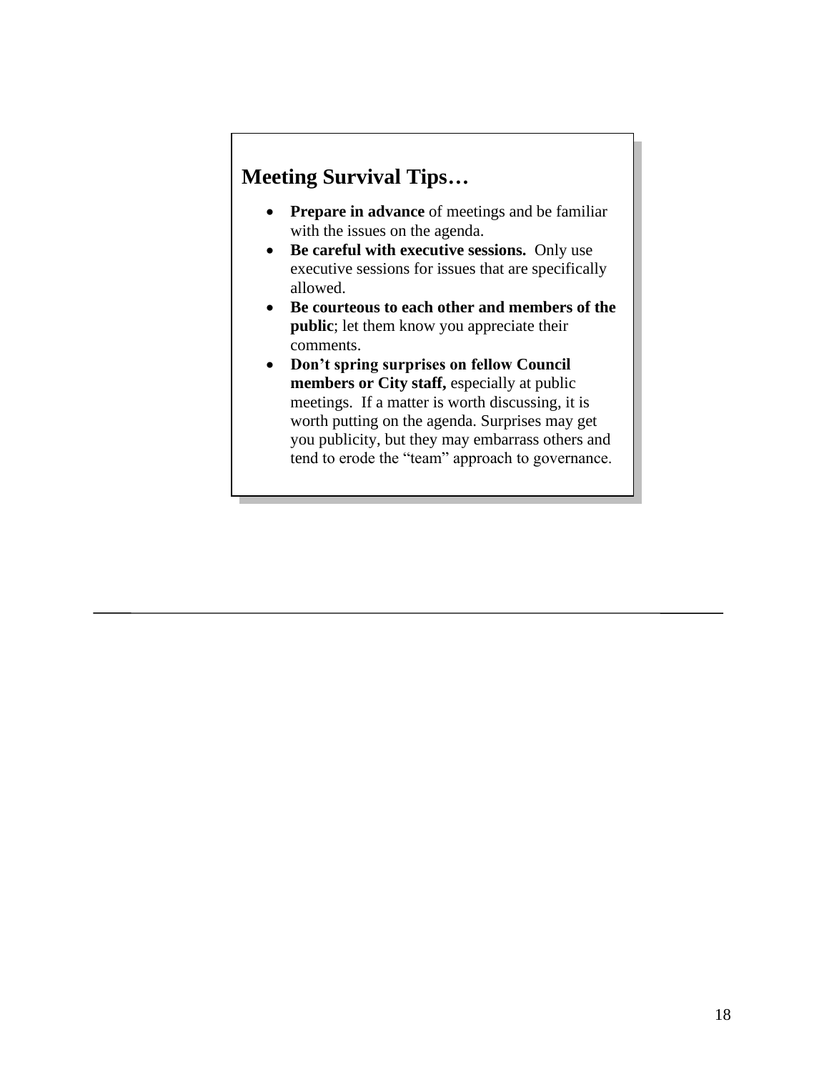## Meeting Survival Tips…

- **Prepare in advance** of meetings and be familiar with the issues on the agenda.
- **Be careful with executive sessions.** Only use executive sessions for issues that are specifically allowed.
- **Be courteous to each other and members of the public**; let them know you appreciate their comments.
- **Don't spring surprises on fellow Council members or City staff,** especially at public meetings. If a matter is worth discussing, it is worth putting on the agenda. Surprises may get you publicity, but they may embarrass others and tend to erode the "team" approach to governance.

---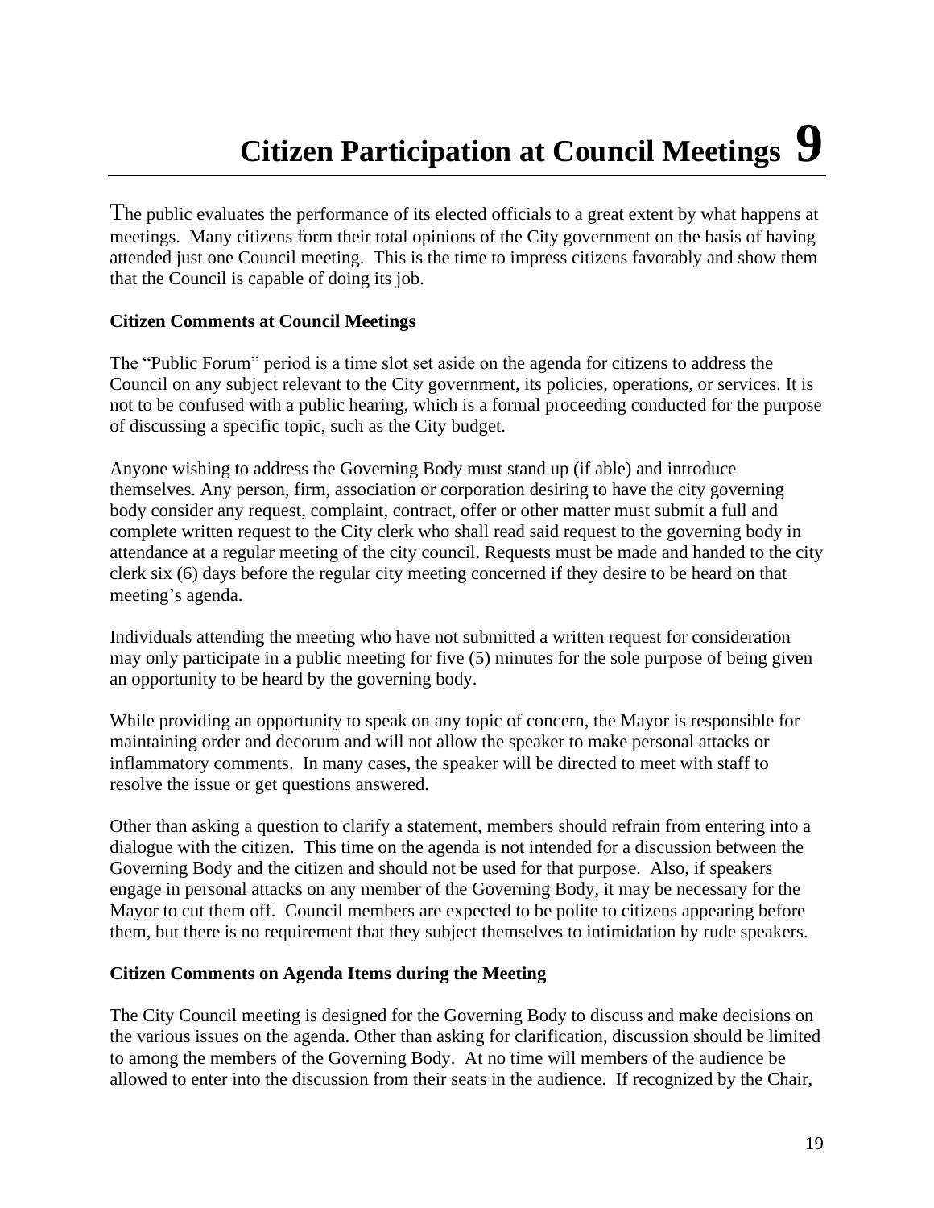# Citizen Participation at Council Meetings 9

The public evaluates the performance of its elected officials to a great extent by what happens at meetings. Many citizens form their total opinions of the City government on the basis of having attended just one Council meeting. This is the time to impress citizens favorably and show them that the Council is capable of doing its job.

**Citizen Comments at Council Meetings**

The "Public Forum" period is a time slot set aside on the agenda for citizens to address the Council on any subject relevant to the City government, its policies, operations, or services. It is not to be confused with a public hearing, which is a formal proceeding conducted for the purpose of discussing a specific topic, such as the City budget.

Anyone wishing to address the Governing Body must stand up (if able) and introduce themselves. Any person, firm, association or corporation desiring to have the city governing body consider any request, complaint, contract, offer or other matter must submit a full and complete written request to the City clerk who shall read said request to the governing body in attendance at a regular meeting of the city council. Requests must be made and handed to the city clerk six (6) days before the regular city meeting concerned if they desire to be heard on that meeting's agenda.

Individuals attending the meeting who have not submitted a written request for consideration may only participate in a public meeting for five (5) minutes for the sole purpose of being given an opportunity to be heard by the governing body.

While providing an opportunity to speak on any topic of concern, the Mayor is responsible for maintaining order and decorum and will not allow the speaker to make personal attacks or inflammatory comments. In many cases, the speaker will be directed to meet with staff to resolve the issue or get questions answered.

Other than asking a question to clarify a statement, members should refrain from entering into a dialogue with the citizen. This time on the agenda is not intended for a discussion between the Governing Body and the citizen and should not be used for that purpose. Also, if speakers engage in personal attacks on any member of the Governing Body, it may be necessary for the Mayor to cut them off. Council members are expected to be polite to citizens appearing before them, but there is no requirement that they subject themselves to intimidation by rude speakers.

**Citizen Comments on Agenda Items during the Meeting**

The City Council meeting is designed for the Governing Body to discuss and make decisions on the various issues on the agenda. Other than asking for clarification, discussion should be limited to among the members of the Governing Body. At no time will members of the audience be allowed to enter into the discussion from their seats in the audience. If recognized by the Chair,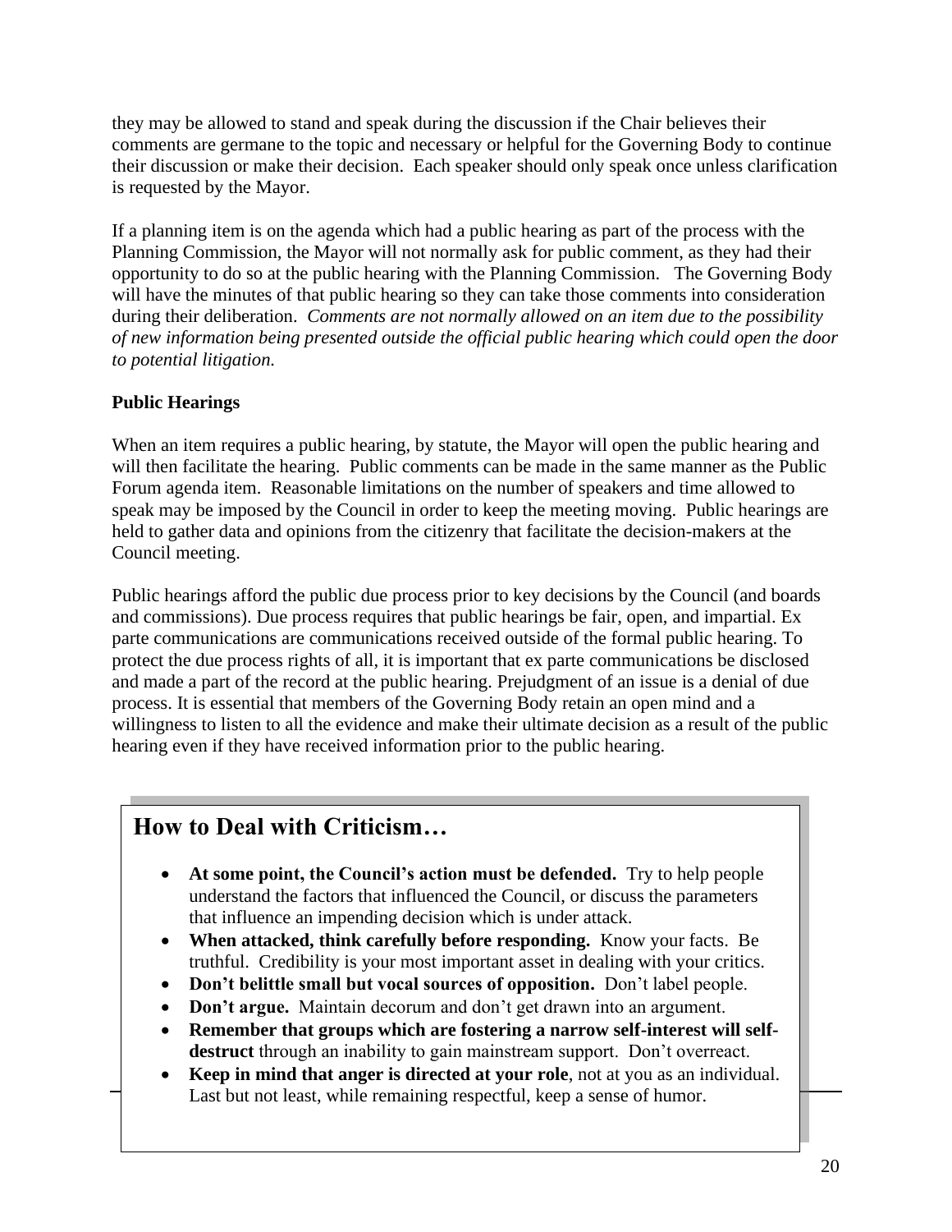they may be allowed to stand and speak during the discussion if the Chair believes their comments are germane to the topic and necessary or helpful for the Governing Body to continue their discussion or make their decision. Each speaker should only speak once unless clarification is requested by the Mayor.

If a planning item is on the agenda which had a public hearing as part of the process with the Planning Commission, the Mayor will not normally ask for public comment, as they had their opportunity to do so at the public hearing with the Planning Commission. The Governing Body will have the minutes of that public hearing so they can take those comments into consideration during their deliberation. *Comments are not normally allowed on an item due to the possibility of new information being presented outside the official public hearing which could open the door to potential litigation.*

**Public Hearings**

When an item requires a public hearing, by statute, the Mayor will open the public hearing and will then facilitate the hearing. Public comments can be made in the same manner as the Public Forum agenda item. Reasonable limitations on the number of speakers and time allowed to speak may be imposed by the Council in order to keep the meeting moving. Public hearings are held to gather data and opinions from the citizenry that facilitate the decision-makers at the Council meeting.

Public hearings afford the public due process prior to key decisions by the Council (and boards and commissions). Due process requires that public hearings be fair, open, and impartial. Ex parte communications are communications received outside of the formal public hearing. To protect the due process rights of all, it is important that ex parte communications be disclosed and made a part of the record at the public hearing. Prejudgment of an issue is a denial of due process. It is essential that members of the Governing Body retain an open mind and a willingness to listen to all the evidence and make their ultimate decision as a result of the public hearing even if they have received information prior to the public hearing.

## How to Deal with Criticism…

- **At some point, the Council's action must be defended.** Try to help people understand the factors that influenced the Council, or discuss the parameters that influence an impending decision which is under attack.
- **When attacked, think carefully before responding.** Know your facts. Be truthful. Credibility is your most important asset in dealing with your critics.
- **Don't belittle small but vocal sources of opposition.** Don't label people.
- **Don't argue.** Maintain decorum and don't get drawn into an argument.
- **Remember that groups which are fostering a narrow self-interest will self-destruct** through an inability to gain mainstream support. Don't overreact.
- **Keep in mind that anger is directed at your role**, not at you as an individual. Last but not least, while remaining respectful, keep a sense of humor.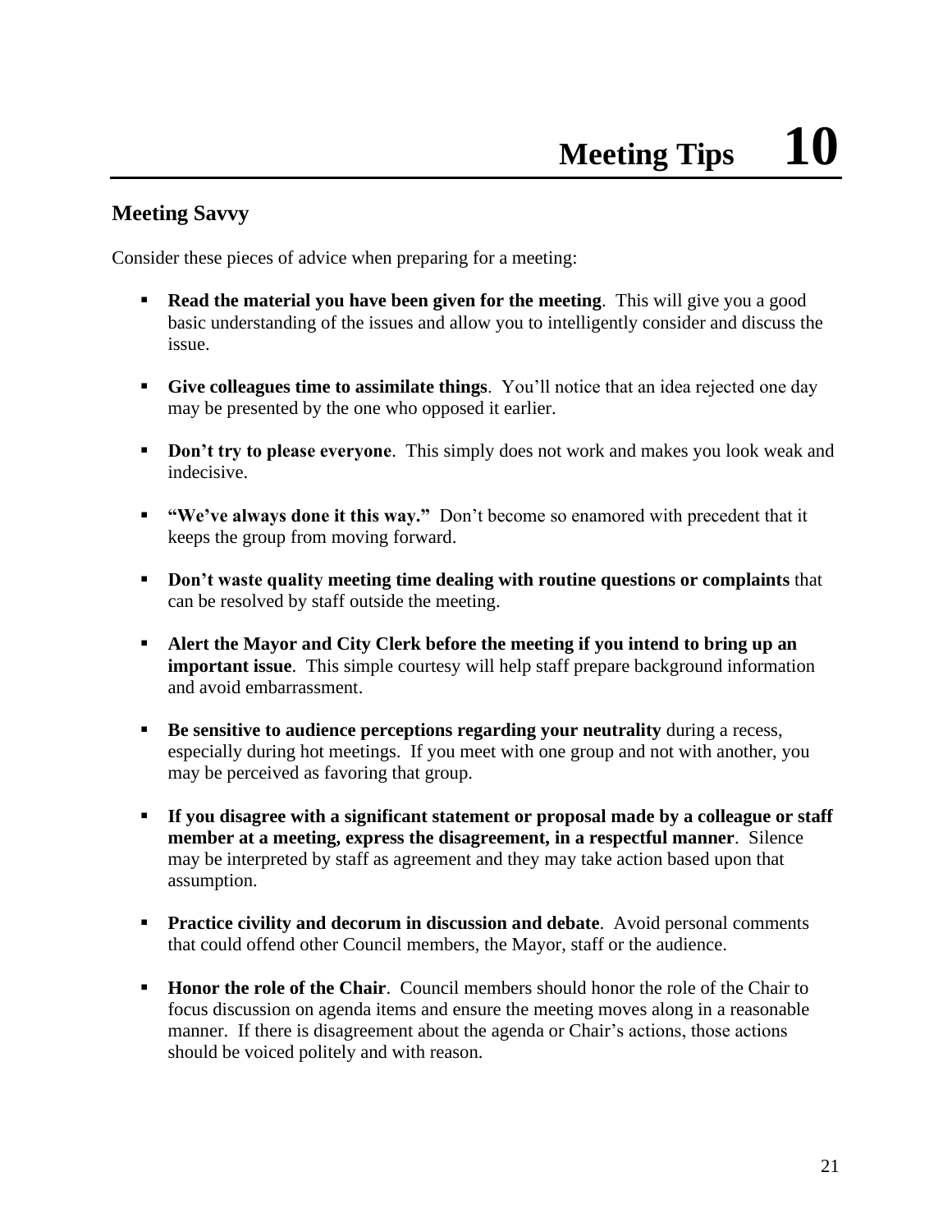# Meeting Tips 10

## Meeting Savvy

Consider these pieces of advice when preparing for a meeting:

- **Read the material you have been given for the meeting**. This will give you a good basic understanding of the issues and allow you to intelligently consider and discuss the issue.
- **Give colleagues time to assimilate things**. You'll notice that an idea rejected one day may be presented by the one who opposed it earlier.
- **Don't try to please everyone**. This simply does not work and makes you look weak and indecisive.
- **"We've always done it this way."** Don't become so enamored with precedent that it keeps the group from moving forward.
- **Don't waste quality meeting time dealing with routine questions or complaints** that can be resolved by staff outside the meeting.
- **Alert the Mayor and City Clerk before the meeting if you intend to bring up an important issue**. This simple courtesy will help staff prepare background information and avoid embarrassment.
- **Be sensitive to audience perceptions regarding your neutrality** during a recess, especially during hot meetings. If you meet with one group and not with another, you may be perceived as favoring that group.
- **If you disagree with a significant statement or proposal made by a colleague or staff member at a meeting, express the disagreement, in a respectful manner**. Silence may be interpreted by staff as agreement and they may take action based upon that assumption.
- **Practice civility and decorum in discussion and debate**. Avoid personal comments that could offend other Council members, the Mayor, staff or the audience.
- **Honor the role of the Chair**. Council members should honor the role of the Chair to focus discussion on agenda items and ensure the meeting moves along in a reasonable manner. If there is disagreement about the agenda or Chair's actions, those actions should be voiced politely and with reason.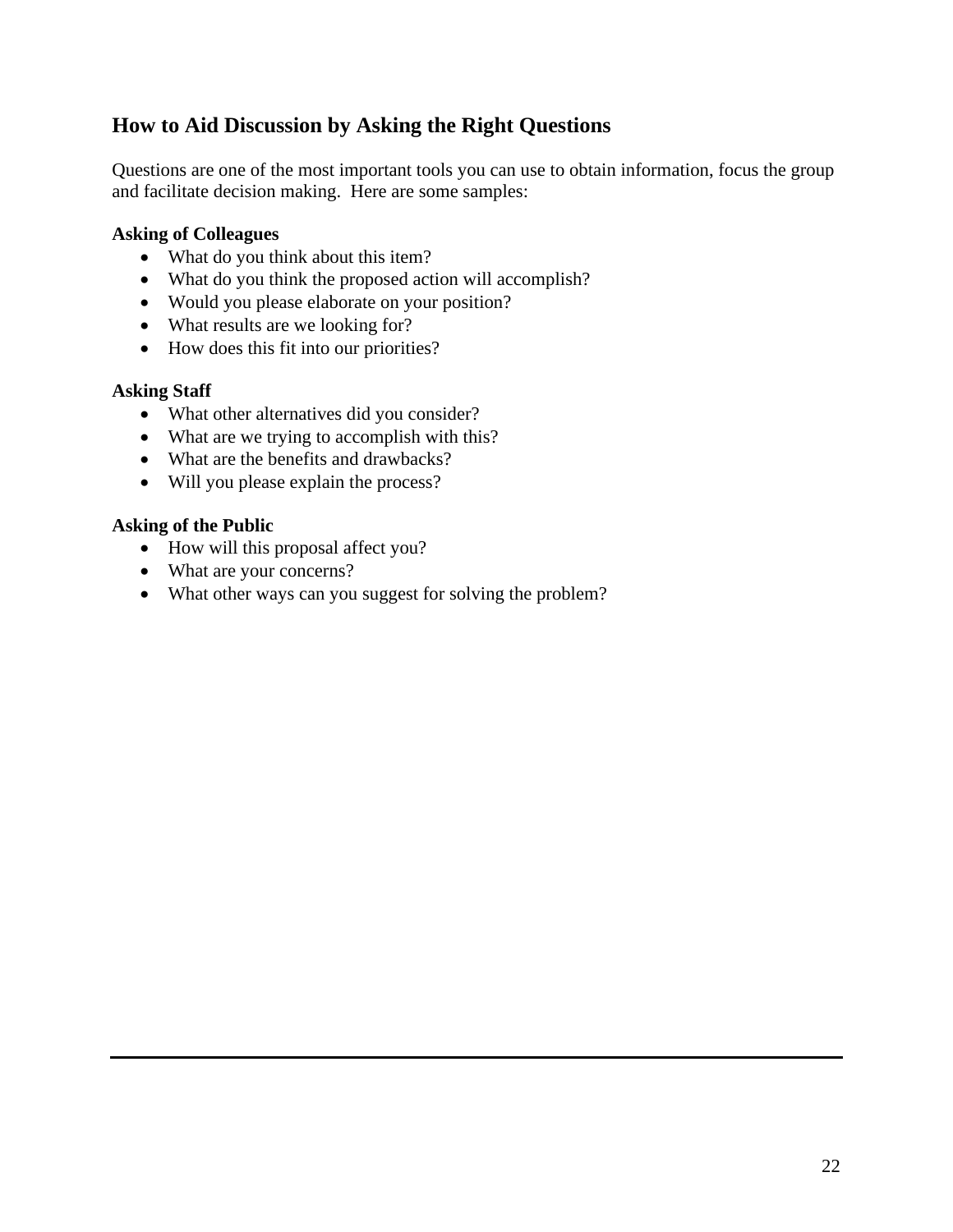## How to Aid Discussion by Asking the Right Questions

Questions are one of the most important tools you can use to obtain information, focus the group and facilitate decision making. Here are some samples:

**Asking of Colleagues**

- What do you think about this item?
- What do you think the proposed action will accomplish?
- Would you please elaborate on your position?
- What results are we looking for?
- How does this fit into our priorities?

**Asking Staff**

- What other alternatives did you consider?
- What are we trying to accomplish with this?
- What are the benefits and drawbacks?
- Will you please explain the process?

**Asking of the Public**

- How will this proposal affect you?
- What are your concerns?
- What other ways can you suggest for solving the problem?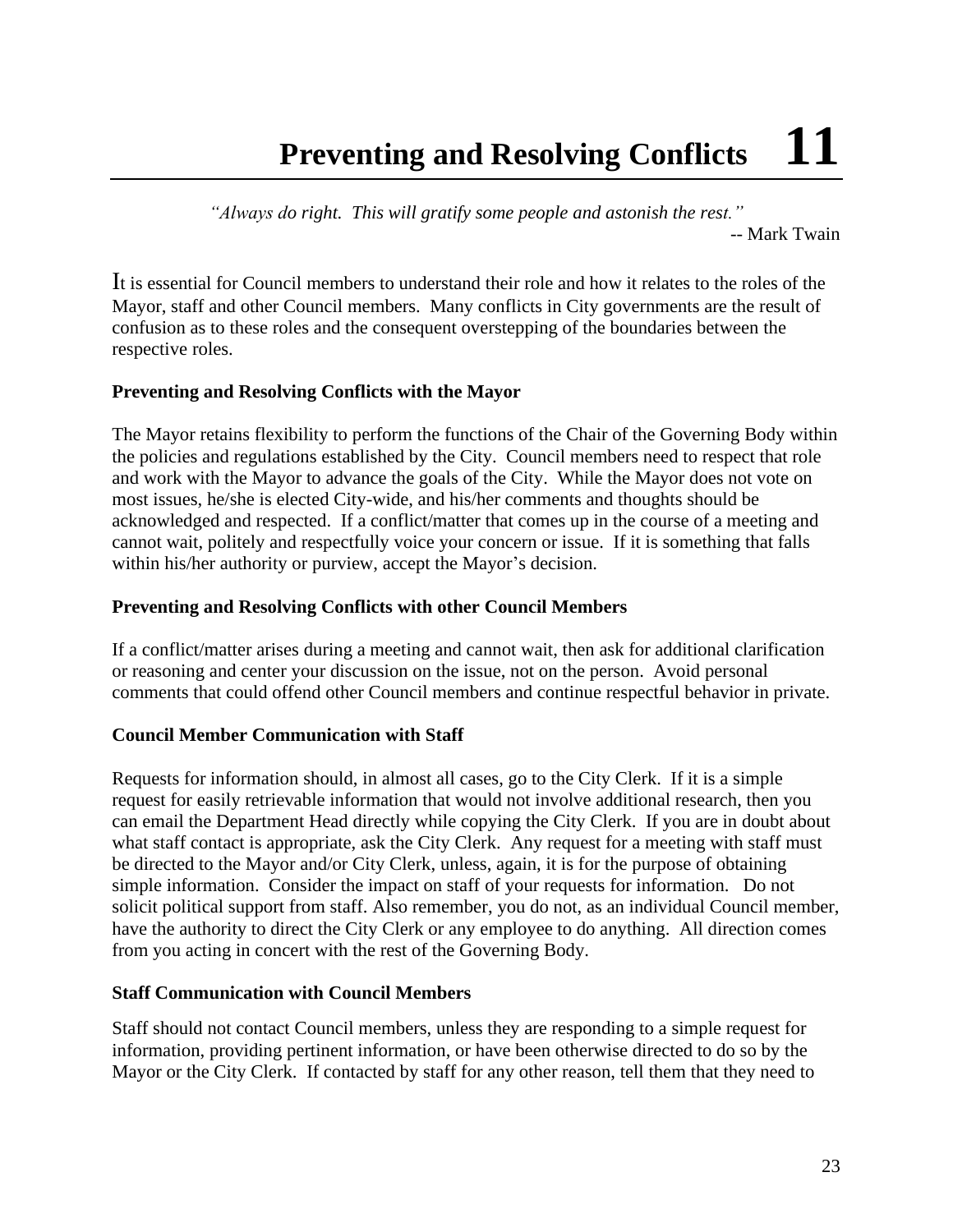# Preventing and Resolving Conflicts 11

*"Always do right. This will gratify some people and astonish the rest."*

-- Mark Twain

It is essential for Council members to understand their role and how it relates to the roles of the Mayor, staff and other Council members. Many conflicts in City governments are the result of confusion as to these roles and the consequent overstepping of the boundaries between the respective roles.

**Preventing and Resolving Conflicts with the Mayor**

The Mayor retains flexibility to perform the functions of the Chair of the Governing Body within the policies and regulations established by the City. Council members need to respect that role and work with the Mayor to advance the goals of the City. While the Mayor does not vote on most issues, he/she is elected City-wide, and his/her comments and thoughts should be acknowledged and respected. If a conflict/matter that comes up in the course of a meeting and cannot wait, politely and respectfully voice your concern or issue. If it is something that falls within his/her authority or purview, accept the Mayor's decision.

**Preventing and Resolving Conflicts with other Council Members**

If a conflict/matter arises during a meeting and cannot wait, then ask for additional clarification or reasoning and center your discussion on the issue, not on the person. Avoid personal comments that could offend other Council members and continue respectful behavior in private.

**Council Member Communication with Staff**

Requests for information should, in almost all cases, go to the City Clerk. If it is a simple request for easily retrievable information that would not involve additional research, then you can email the Department Head directly while copying the City Clerk. If you are in doubt about what staff contact is appropriate, ask the City Clerk. Any request for a meeting with staff must be directed to the Mayor and/or City Clerk, unless, again, it is for the purpose of obtaining simple information. Consider the impact on staff of your requests for information. Do not solicit political support from staff. Also remember, you do not, as an individual Council member, have the authority to direct the City Clerk or any employee to do anything. All direction comes from you acting in concert with the rest of the Governing Body.

**Staff Communication with Council Members**

Staff should not contact Council members, unless they are responding to a simple request for information, providing pertinent information, or have been otherwise directed to do so by the Mayor or the City Clerk. If contacted by staff for any other reason, tell them that they need to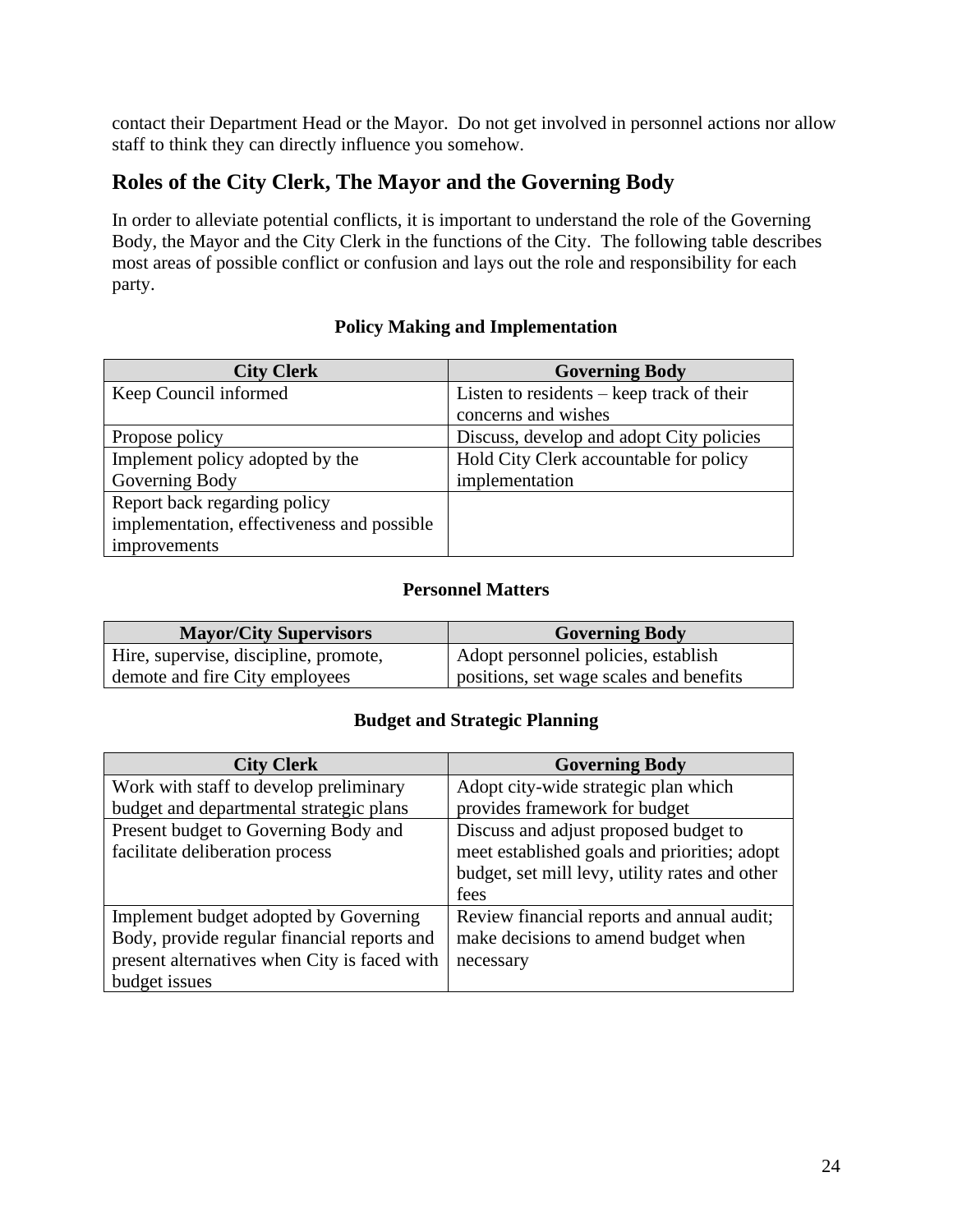contact their Department Head or the Mayor.  Do not get involved in personnel actions nor allow staff to think they can directly influence you somehow.

## Roles of the City Clerk, The Mayor and the Governing Body

In order to alleviate potential conflicts, it is important to understand the role of the Governing Body, the Mayor and the City Clerk in the functions of the City.  The following table describes most areas of possible conflict or confusion and lays out the role and responsibility for each party.

**Policy Making and Implementation**

| City Clerk | Governing Body |
| --- | --- |
| Keep Council informed | Listen to residents – keep track of their concerns and wishes |
| Propose policy | Discuss, develop and adopt City policies |
| Implement policy adopted by the Governing Body | Hold City Clerk accountable for policy implementation |
| Report back regarding policy implementation, effectiveness and possible improvements | |

**Personnel Matters**

| Mayor/City Supervisors | Governing Body |
| --- | --- |
| Hire, supervise, discipline, promote, demote and fire City employees | Adopt personnel policies, establish positions, set wage scales and benefits |

**Budget and Strategic Planning**

| City Clerk | Governing Body |
| --- | --- |
| Work with staff to develop preliminary budget and departmental strategic plans | Adopt city-wide strategic plan which provides framework for budget |
| Present budget to Governing Body and facilitate deliberation process | Discuss and adjust proposed budget to meet established goals and priorities; adopt budget, set mill levy, utility rates and other fees |
| Implement budget adopted by Governing Body, provide regular financial reports and present alternatives when City is faced with budget issues | Review financial reports and annual audit; make decisions to amend budget when necessary |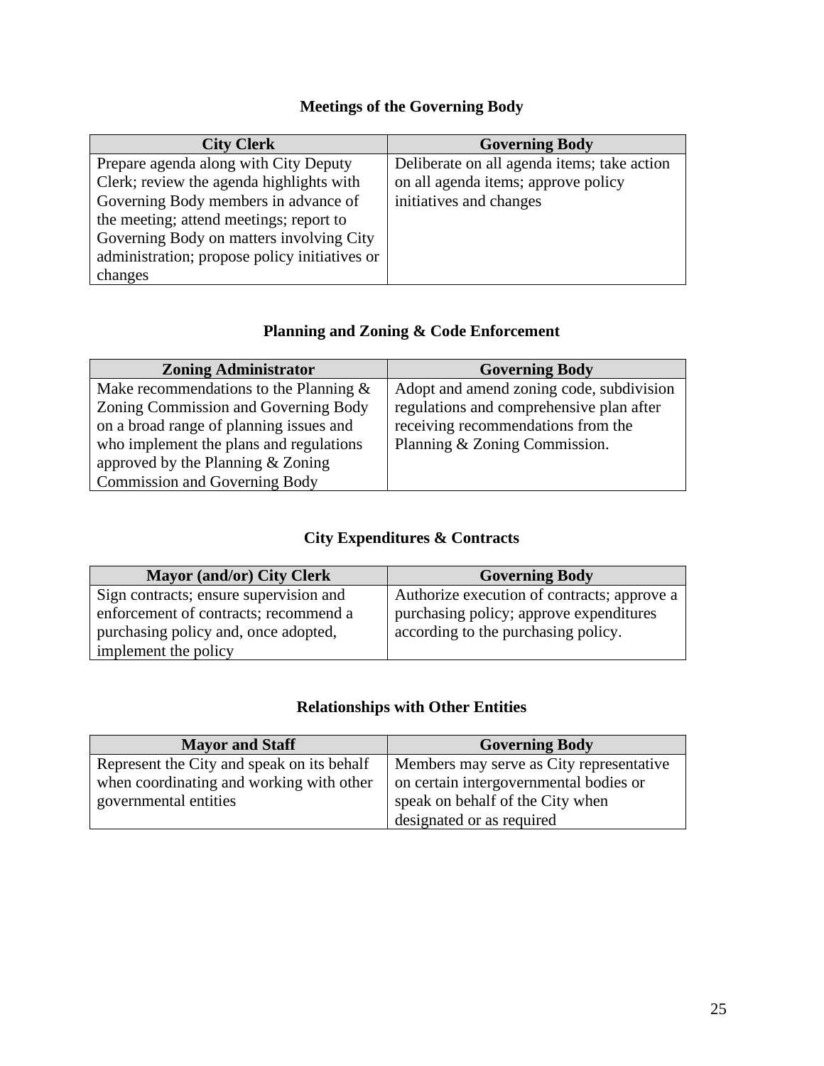### Meetings of the Governing Body

| City Clerk | Governing Body |
|---|---|
| Prepare agenda along with City Deputy Clerk; review the agenda highlights with Governing Body members in advance of the meeting; attend meetings; report to Governing Body on matters involving City administration; propose policy initiatives or changes | Deliberate on all agenda items; take action on all agenda items; approve policy initiatives and changes |

### Planning and Zoning & Code Enforcement

| Zoning Administrator | Governing Body |
|---|---|
| Make recommendations to the Planning & Zoning Commission and Governing Body on a broad range of planning issues and who implement the plans and regulations approved by the Planning & Zoning Commission and Governing Body | Adopt and amend zoning code, subdivision regulations and comprehensive plan after receiving recommendations from the Planning & Zoning Commission. |

### City Expenditures & Contracts

| Mayor (and/or) City Clerk | Governing Body |
|---|---|
| Sign contracts; ensure supervision and enforcement of contracts; recommend a purchasing policy and, once adopted, implement the policy | Authorize execution of contracts; approve a purchasing policy; approve expenditures according to the purchasing policy. |

### Relationships with Other Entities

| Mayor and Staff | Governing Body |
|---|---|
| Represent the City and speak on its behalf when coordinating and working with other governmental entities | Members may serve as City representative on certain intergovernmental bodies or speak on behalf of the City when designated or as required |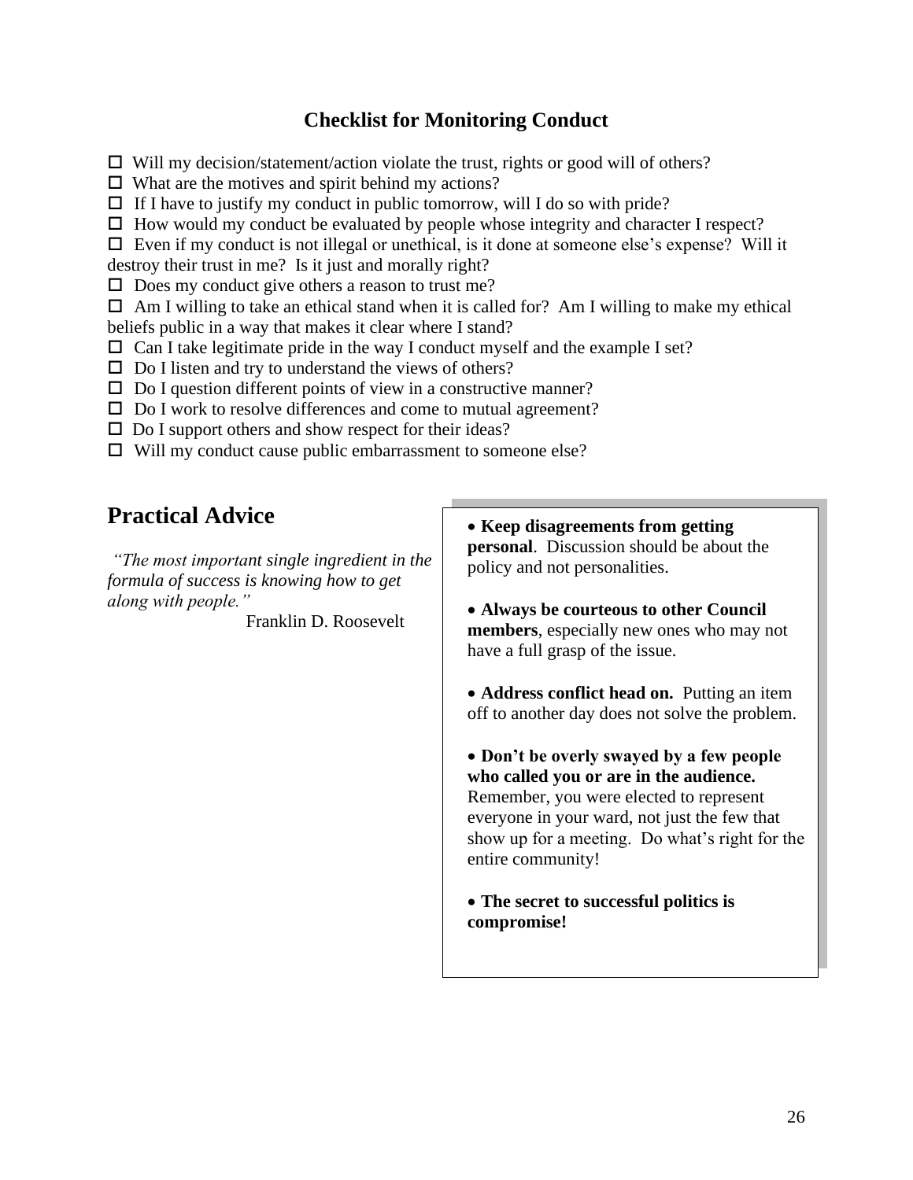## Checklist for Monitoring Conduct

- ☐ Will my decision/statement/action violate the trust, rights or good will of others?
- ☐ What are the motives and spirit behind my actions?
- ☐ If I have to justify my conduct in public tomorrow, will I do so with pride?
- ☐ How would my conduct be evaluated by people whose integrity and character I respect?
- ☐ Even if my conduct is not illegal or unethical, is it done at someone else's expense? Will it destroy their trust in me? Is it just and morally right?
- ☐ Does my conduct give others a reason to trust me?
- ☐ Am I willing to take an ethical stand when it is called for? Am I willing to make my ethical beliefs public in a way that makes it clear where I stand?
- ☐ Can I take legitimate pride in the way I conduct myself and the example I set?
- ☐ Do I listen and try to understand the views of others?
- ☐ Do I question different points of view in a constructive manner?
- ☐ Do I work to resolve differences and come to mutual agreement?
- ☐ Do I support others and show respect for their ideas?
- ☐ Will my conduct cause public embarrassment to someone else?

# Practical Advice

*"The most important single ingredient in the formula of success is knowing how to get along with people."*

Franklin D. Roosevelt

- **Keep disagreements from getting personal**. Discussion should be about the policy and not personalities.

- **Always be courteous to other Council members**, especially new ones who may not have a full grasp of the issue.

- **Address conflict head on.** Putting an item off to another day does not solve the problem.

- **Don't be overly swayed by a few people who called you or are in the audience.** Remember, you were elected to represent everyone in your ward, not just the few that show up for a meeting. Do what's right for the entire community!

- **The secret to successful politics is compromise!**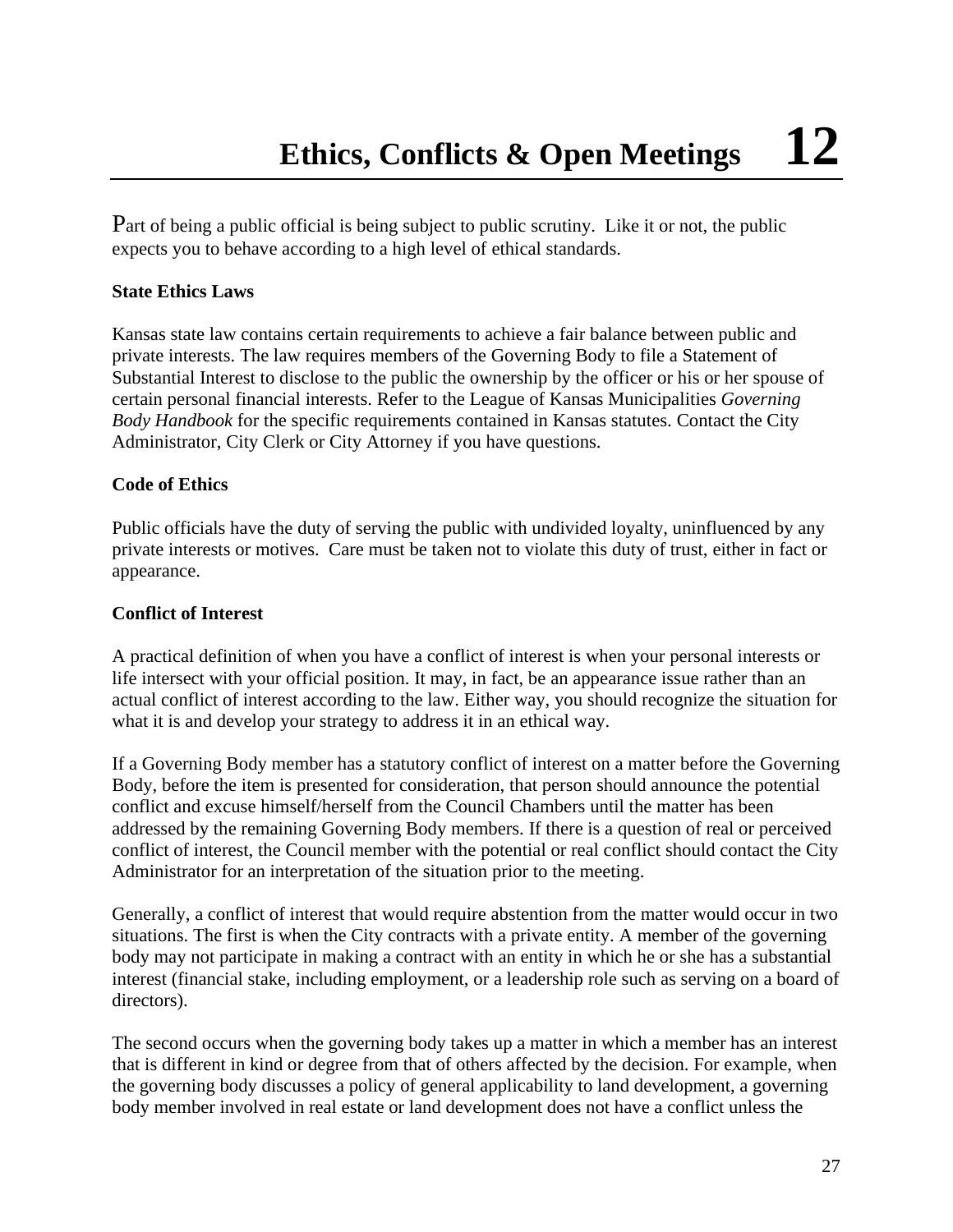# Ethics, Conflicts & Open Meetings 12

Part of being a public official is being subject to public scrutiny. Like it or not, the public expects you to behave according to a high level of ethical standards.

**State Ethics Laws**

Kansas state law contains certain requirements to achieve a fair balance between public and private interests. The law requires members of the Governing Body to file a Statement of Substantial Interest to disclose to the public the ownership by the officer or his or her spouse of certain personal financial interests. Refer to the League of Kansas Municipalities *Governing Body Handbook* for the specific requirements contained in Kansas statutes. Contact the City Administrator, City Clerk or City Attorney if you have questions.

**Code of Ethics**

Public officials have the duty of serving the public with undivided loyalty, uninfluenced by any private interests or motives. Care must be taken not to violate this duty of trust, either in fact or appearance.

**Conflict of Interest**

A practical definition of when you have a conflict of interest is when your personal interests or life intersect with your official position. It may, in fact, be an appearance issue rather than an actual conflict of interest according to the law. Either way, you should recognize the situation for what it is and develop your strategy to address it in an ethical way.

If a Governing Body member has a statutory conflict of interest on a matter before the Governing Body, before the item is presented for consideration, that person should announce the potential conflict and excuse himself/herself from the Council Chambers until the matter has been addressed by the remaining Governing Body members. If there is a question of real or perceived conflict of interest, the Council member with the potential or real conflict should contact the City Administrator for an interpretation of the situation prior to the meeting.

Generally, a conflict of interest that would require abstention from the matter would occur in two situations. The first is when the City contracts with a private entity. A member of the governing body may not participate in making a contract with an entity in which he or she has a substantial interest (financial stake, including employment, or a leadership role such as serving on a board of directors).

The second occurs when the governing body takes up a matter in which a member has an interest that is different in kind or degree from that of others affected by the decision. For example, when the governing body discusses a policy of general applicability to land development, a governing body member involved in real estate or land development does not have a conflict unless the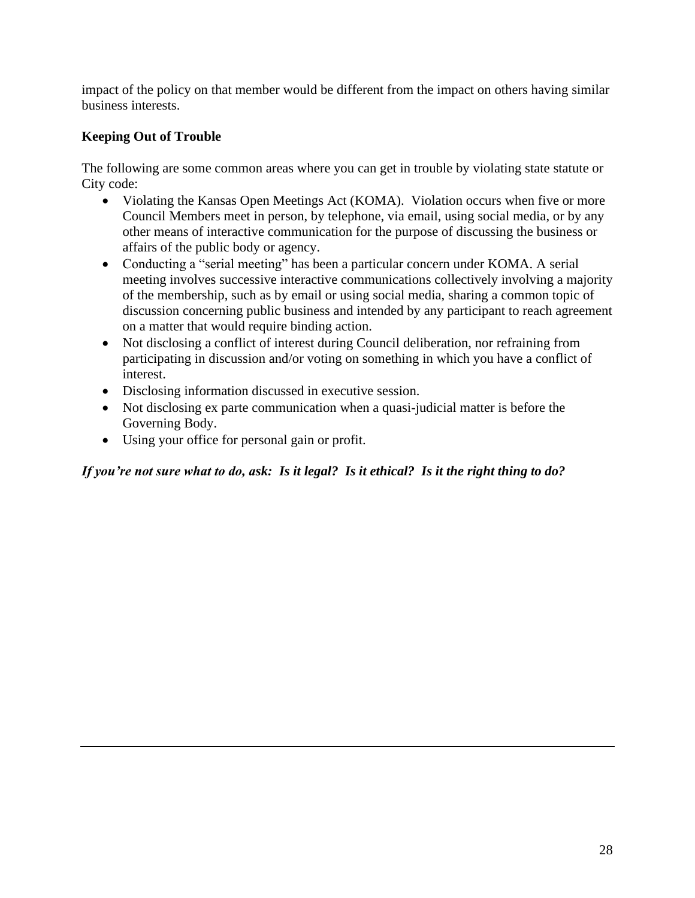impact of the policy on that member would be different from the impact on others having similar business interests.

**Keeping Out of Trouble**

The following are some common areas where you can get in trouble by violating state statute or City code:

- Violating the Kansas Open Meetings Act (KOMA). Violation occurs when five or more Council Members meet in person, by telephone, via email, using social media, or by any other means of interactive communication for the purpose of discussing the business or affairs of the public body or agency.
- Conducting a "serial meeting" has been a particular concern under KOMA. A serial meeting involves successive interactive communications collectively involving a majority of the membership, such as by email or using social media, sharing a common topic of discussion concerning public business and intended by any participant to reach agreement on a matter that would require binding action.
- Not disclosing a conflict of interest during Council deliberation, nor refraining from participating in discussion and/or voting on something in which you have a conflict of interest.
- Disclosing information discussed in executive session.
- Not disclosing ex parte communication when a quasi-judicial matter is before the Governing Body.
- Using your office for personal gain or profit.

***If you're not sure what to do, ask: Is it legal? Is it ethical? Is it the right thing to do?***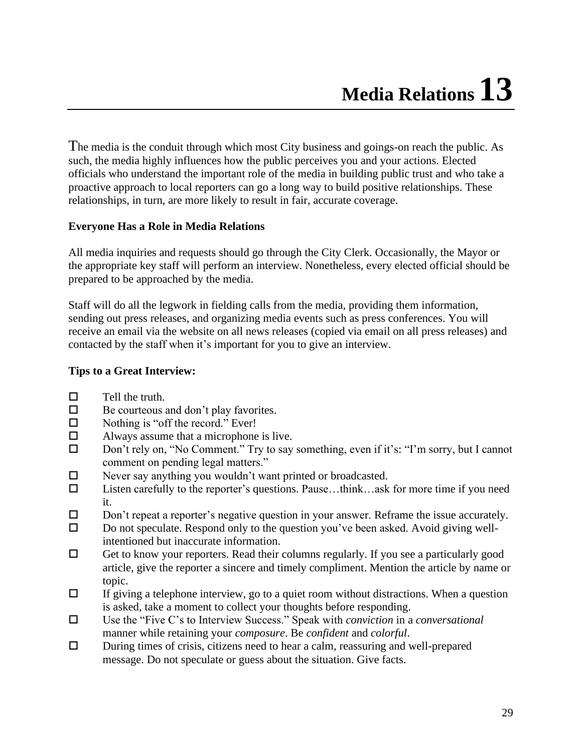# Media Relations 13

The media is the conduit through which most City business and goings-on reach the public. As such, the media highly influences how the public perceives you and your actions. Elected officials who understand the important role of the media in building public trust and who take a proactive approach to local reporters can go a long way to build positive relationships. These relationships, in turn, are more likely to result in fair, accurate coverage.

**Everyone Has a Role in Media Relations**

All media inquiries and requests should go through the City Clerk. Occasionally, the Mayor or the appropriate key staff will perform an interview. Nonetheless, every elected official should be prepared to be approached by the media.

Staff will do all the legwork in fielding calls from the media, providing them information, sending out press releases, and organizing media events such as press conferences. You will receive an email via the website on all news releases (copied via email on all press releases) and contacted by the staff when it's important for you to give an interview.

**Tips to a Great Interview:**

- ☐ Tell the truth.
- ☐ Be courteous and don't play favorites.
- ☐ Nothing is "off the record." Ever!
- ☐ Always assume that a microphone is live.
- ☐ Don't rely on, "No Comment." Try to say something, even if it's: "I'm sorry, but I cannot comment on pending legal matters."
- ☐ Never say anything you wouldn't want printed or broadcasted.
- ☐ Listen carefully to the reporter's questions. Pause…think…ask for more time if you need it.
- ☐ Don't repeat a reporter's negative question in your answer. Reframe the issue accurately.
- ☐ Do not speculate. Respond only to the question you've been asked. Avoid giving well-intentioned but inaccurate information.
- ☐ Get to know your reporters. Read their columns regularly. If you see a particularly good article, give the reporter a sincere and timely compliment. Mention the article by name or topic.
- ☐ If giving a telephone interview, go to a quiet room without distractions. When a question is asked, take a moment to collect your thoughts before responding.
- ☐ Use the "Five C's to Interview Success." Speak with *conviction* in a *conversational* manner while retaining your *composure*. Be *confident* and *colorful*.
- ☐ During times of crisis, citizens need to hear a calm, reassuring and well-prepared message. Do not speculate or guess about the situation. Give facts.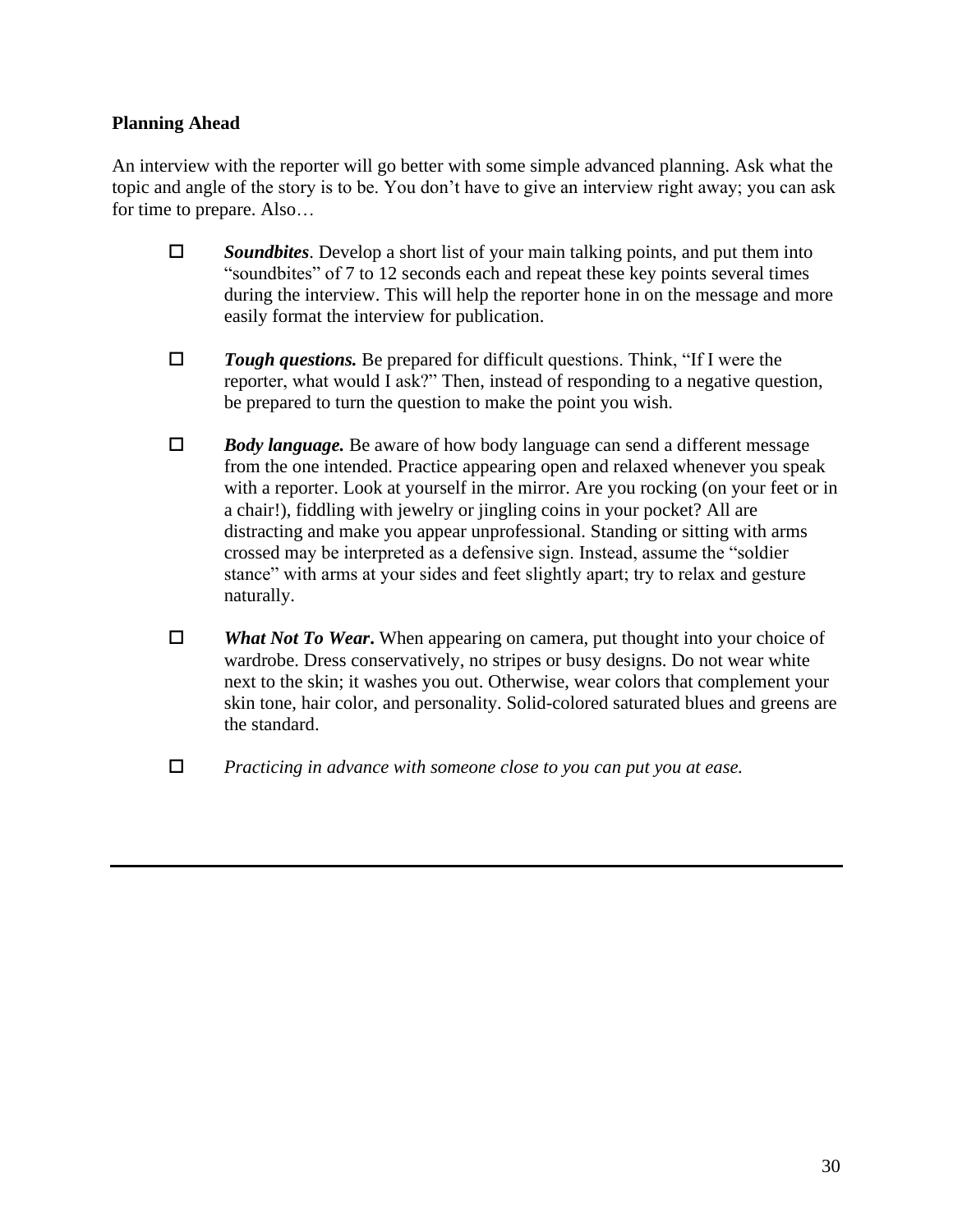**Planning Ahead**

An interview with the reporter will go better with some simple advanced planning. Ask what the topic and angle of the story is to be. You don't have to give an interview right away; you can ask for time to prepare. Also…

- ☐ ***Soundbites***. Develop a short list of your main talking points, and put them into "soundbites" of 7 to 12 seconds each and repeat these key points several times during the interview. This will help the reporter hone in on the message and more easily format the interview for publication.

- ☐ ***Tough questions.*** Be prepared for difficult questions. Think, "If I were the reporter, what would I ask?" Then, instead of responding to a negative question, be prepared to turn the question to make the point you wish.

- ☐ ***Body language.*** Be aware of how body language can send a different message from the one intended. Practice appearing open and relaxed whenever you speak with a reporter. Look at yourself in the mirror. Are you rocking (on your feet or in a chair!), fiddling with jewelry or jingling coins in your pocket? All are distracting and make you appear unprofessional. Standing or sitting with arms crossed may be interpreted as a defensive sign. Instead, assume the "soldier stance" with arms at your sides and feet slightly apart; try to relax and gesture naturally.

- ☐ ***What Not To Wear*****.** When appearing on camera, put thought into your choice of wardrobe. Dress conservatively, no stripes or busy designs. Do not wear white next to the skin; it washes you out. Otherwise, wear colors that complement your skin tone, hair color, and personality. Solid-colored saturated blues and greens are the standard.

- ☐ *Practicing in advance with someone close to you can put you at ease.*

---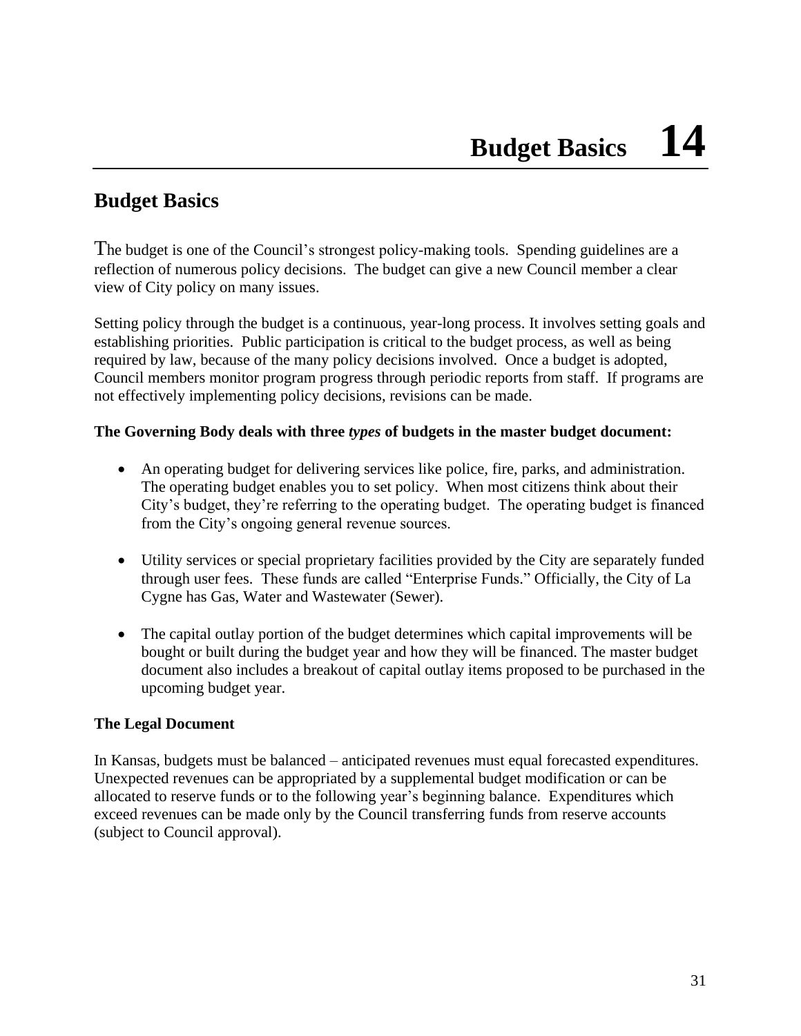# Budget Basics 14

## Budget Basics

The budget is one of the Council's strongest policy-making tools. Spending guidelines are a reflection of numerous policy decisions. The budget can give a new Council member a clear view of City policy on many issues.

Setting policy through the budget is a continuous, year-long process. It involves setting goals and establishing priorities. Public participation is critical to the budget process, as well as being required by law, because of the many policy decisions involved. Once a budget is adopted, Council members monitor program progress through periodic reports from staff. If programs are not effectively implementing policy decisions, revisions can be made.

**The Governing Body deals with three *types* of budgets in the master budget document:**

- An operating budget for delivering services like police, fire, parks, and administration. The operating budget enables you to set policy. When most citizens think about their City's budget, they're referring to the operating budget. The operating budget is financed from the City's ongoing general revenue sources.
- Utility services or special proprietary facilities provided by the City are separately funded through user fees. These funds are called "Enterprise Funds." Officially, the City of La Cygne has Gas, Water and Wastewater (Sewer).
- The capital outlay portion of the budget determines which capital improvements will be bought or built during the budget year and how they will be financed. The master budget document also includes a breakout of capital outlay items proposed to be purchased in the upcoming budget year.

**The Legal Document**

In Kansas, budgets must be balanced – anticipated revenues must equal forecasted expenditures. Unexpected revenues can be appropriated by a supplemental budget modification or can be allocated to reserve funds or to the following year's beginning balance. Expenditures which exceed revenues can be made only by the Council transferring funds from reserve accounts (subject to Council approval).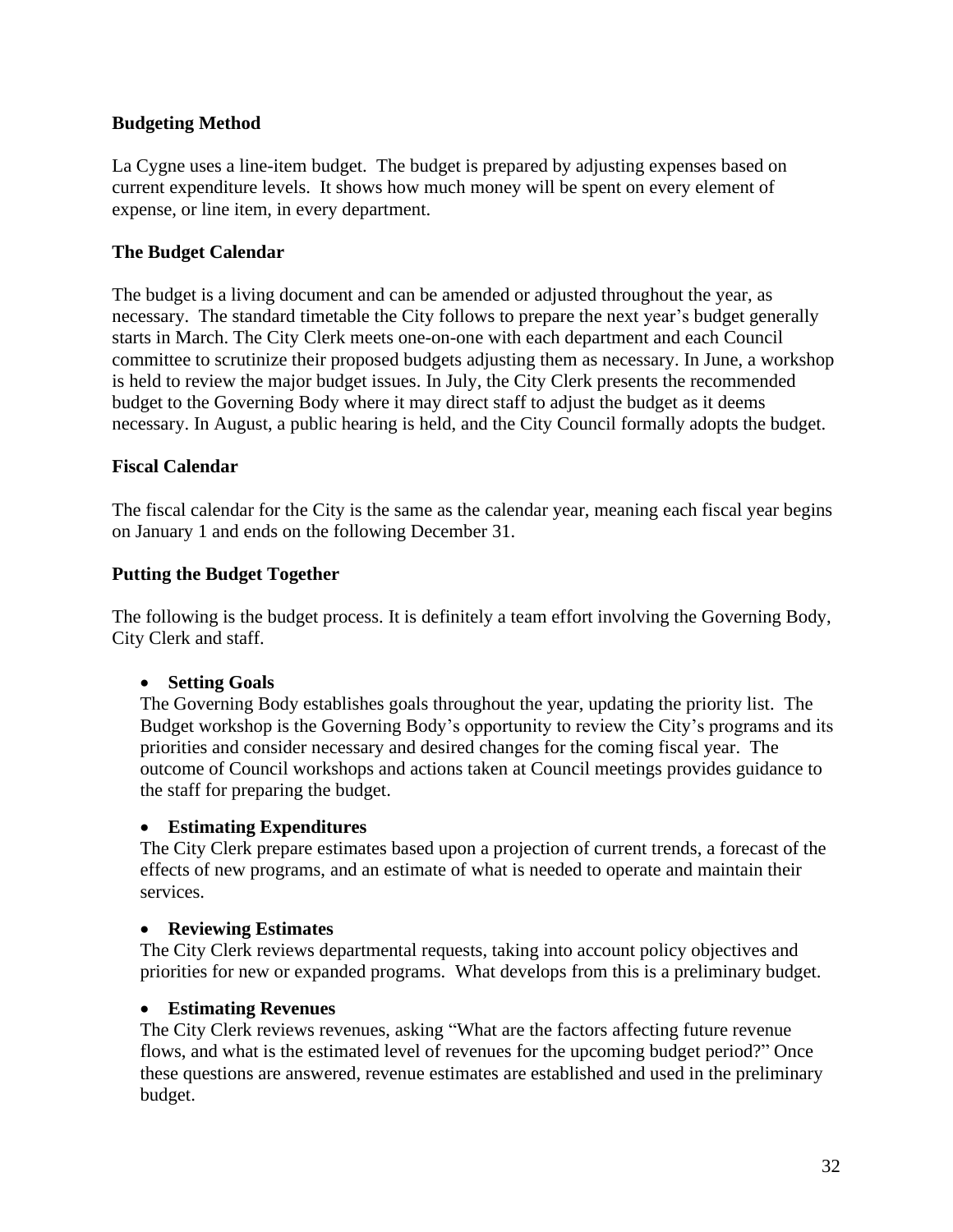### Budgeting Method

La Cygne uses a line-item budget. The budget is prepared by adjusting expenses based on current expenditure levels. It shows how much money will be spent on every element of expense, or line item, in every department.

### The Budget Calendar

The budget is a living document and can be amended or adjusted throughout the year, as necessary. The standard timetable the City follows to prepare the next year's budget generally starts in March. The City Clerk meets one-on-one with each department and each Council committee to scrutinize their proposed budgets adjusting them as necessary. In June, a workshop is held to review the major budget issues. In July, the City Clerk presents the recommended budget to the Governing Body where it may direct staff to adjust the budget as it deems necessary. In August, a public hearing is held, and the City Council formally adopts the budget.

### Fiscal Calendar

The fiscal calendar for the City is the same as the calendar year, meaning each fiscal year begins on January 1 and ends on the following December 31.

### Putting the Budget Together

The following is the budget process. It is definitely a team effort involving the Governing Body, City Clerk and staff.

- **Setting Goals**
  The Governing Body establishes goals throughout the year, updating the priority list. The Budget workshop is the Governing Body's opportunity to review the City's programs and its priorities and consider necessary and desired changes for the coming fiscal year. The outcome of Council workshops and actions taken at Council meetings provides guidance to the staff for preparing the budget.

- **Estimating Expenditures**
  The City Clerk prepare estimates based upon a projection of current trends, a forecast of the effects of new programs, and an estimate of what is needed to operate and maintain their services.

- **Reviewing Estimates**
  The City Clerk reviews departmental requests, taking into account policy objectives and priorities for new or expanded programs. What develops from this is a preliminary budget.

- **Estimating Revenues**
  The City Clerk reviews revenues, asking "What are the factors affecting future revenue flows, and what is the estimated level of revenues for the upcoming budget period?" Once these questions are answered, revenue estimates are established and used in the preliminary budget.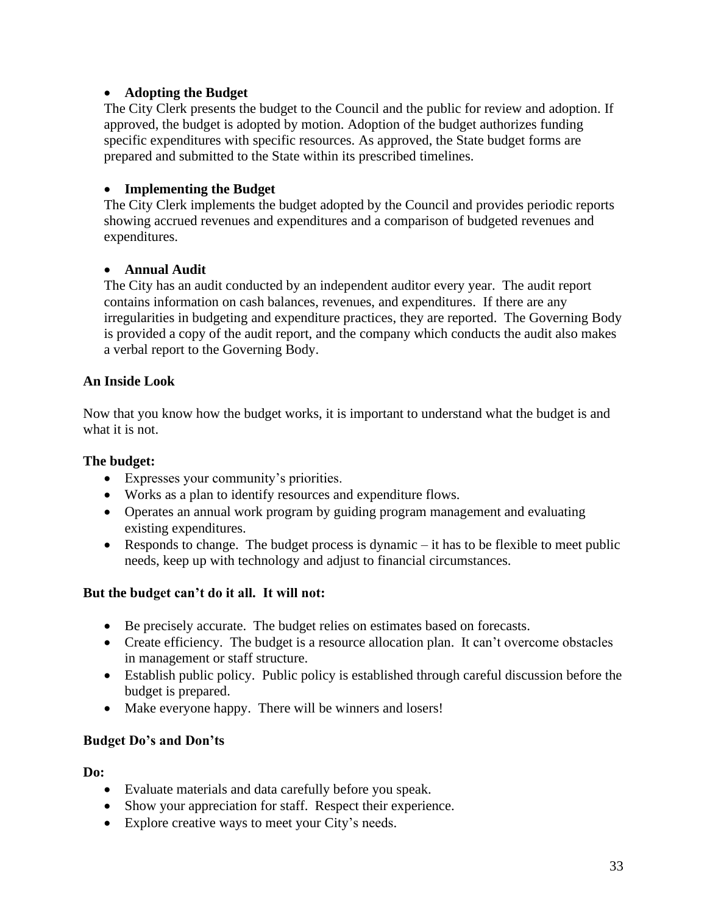- **Adopting the Budget**
  The City Clerk presents the budget to the Council and the public for review and adoption. If approved, the budget is adopted by motion. Adoption of the budget authorizes funding specific expenditures with specific resources. As approved, the State budget forms are prepared and submitted to the State within its prescribed timelines.

- **Implementing the Budget**
  The City Clerk implements the budget adopted by the Council and provides periodic reports showing accrued revenues and expenditures and a comparison of budgeted revenues and expenditures.

- **Annual Audit**
  The City has an audit conducted by an independent auditor every year. The audit report contains information on cash balances, revenues, and expenditures. If there are any irregularities in budgeting and expenditure practices, they are reported. The Governing Body is provided a copy of the audit report, and the company which conducts the audit also makes a verbal report to the Governing Body.

### An Inside Look

Now that you know how the budget works, it is important to understand what the budget is and what it is not.

**The budget:**

- Expresses your community's priorities.
- Works as a plan to identify resources and expenditure flows.
- Operates an annual work program by guiding program management and evaluating existing expenditures.
- Responds to change. The budget process is dynamic – it has to be flexible to meet public needs, keep up with technology and adjust to financial circumstances.

**But the budget can't do it all. It will not:**

- Be precisely accurate. The budget relies on estimates based on forecasts.
- Create efficiency. The budget is a resource allocation plan. It can't overcome obstacles in management or staff structure.
- Establish public policy. Public policy is established through careful discussion before the budget is prepared.
- Make everyone happy. There will be winners and losers!

### Budget Do's and Don'ts

**Do:**

- Evaluate materials and data carefully before you speak.
- Show your appreciation for staff. Respect their experience.
- Explore creative ways to meet your City's needs.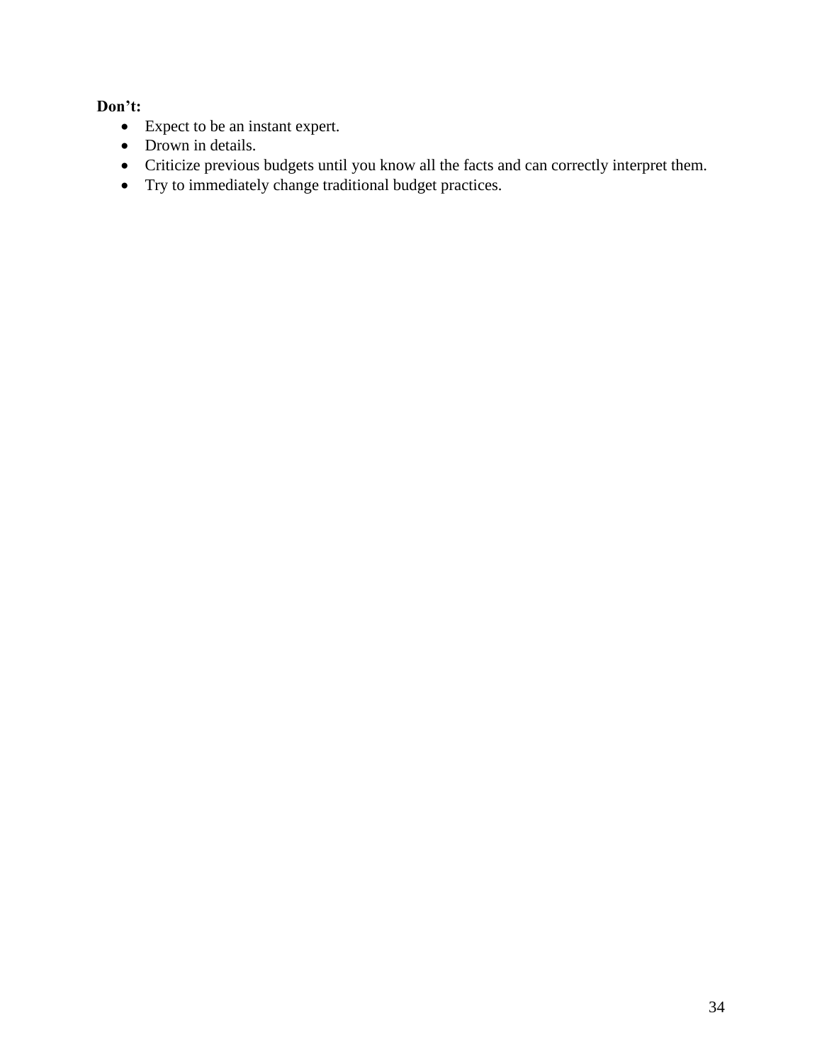**Don’t:**

- Expect to be an instant expert.
- Drown in details.
- Criticize previous budgets until you know all the facts and can correctly interpret them.
- Try to immediately change traditional budget practices.